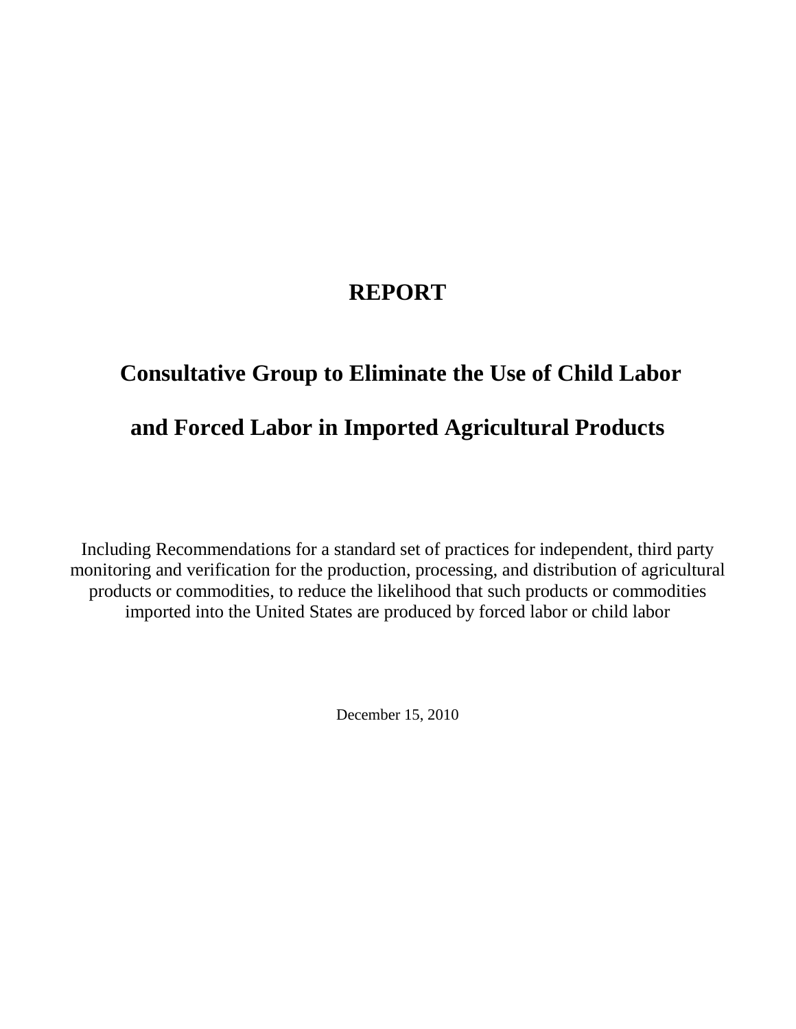# REPORT

## Consultative Group to Eliminate the Use of Child Labor and Forced Labor in Imported Agricultural Products

Including Recommendations for a standard set of practices for independent, third party monitoring and verification for the production, processing, and distribution of agricultural products or commodities, to reduce the likelihood that such products or commodities imported into the United States are produced by forced labor or child labor

December 15, 2010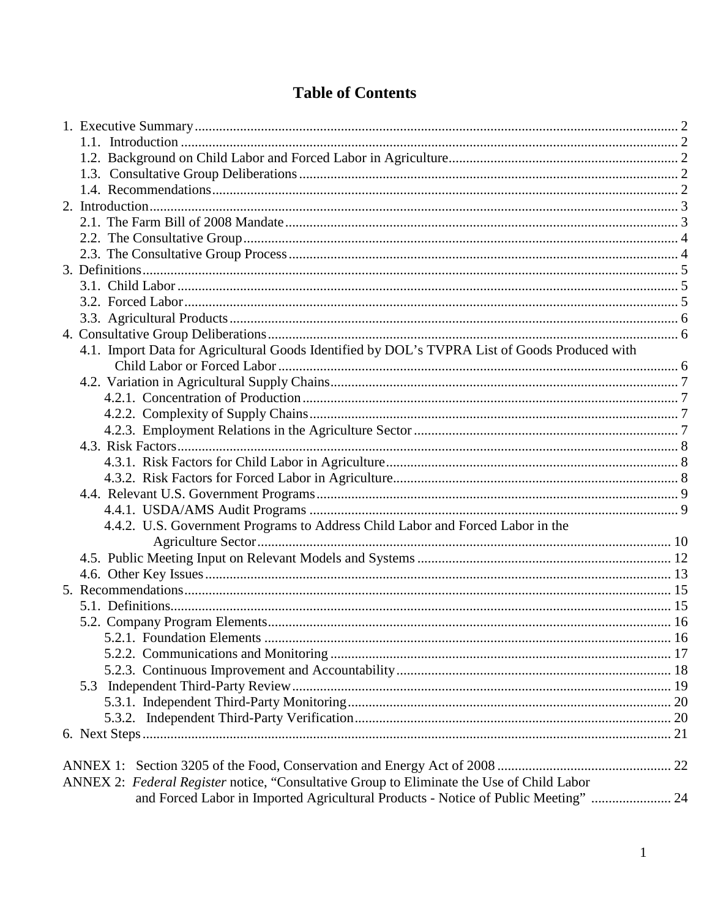# Table of Contents

1. Executive Summary ... 2
   - 1.1. Introduction ... 2
   - 1.2. Background on Child Labor and Forced Labor in Agriculture ... 2
   - 1.3. Consultative Group Deliberations ... 2
   - 1.4. Recommendations ... 2
2. Introduction ... 3
   - 2.1. The Farm Bill of 2008 Mandate ... 3
   - 2.2. The Consultative Group ... 4
   - 2.3. The Consultative Group Process ... 4
3. Definitions ... 5
   - 3.1. Child Labor ... 5
   - 3.2. Forced Labor ... 5
   - 3.3. Agricultural Products ... 6
4. Consultative Group Deliberations ... 6
   - 4.1. Import Data for Agricultural Goods Identified by DOL's TVPRA List of Goods Produced with Child Labor or Forced Labor ... 6
   - 4.2. Variation in Agricultural Supply Chains ... 7
     - 4.2.1. Concentration of Production ... 7
     - 4.2.2. Complexity of Supply Chains ... 7
     - 4.2.3. Employment Relations in the Agriculture Sector ... 7
   - 4.3. Risk Factors ... 8
     - 4.3.1. Risk Factors for Child Labor in Agriculture ... 8
     - 4.3.2. Risk Factors for Forced Labor in Agriculture ... 8
   - 4.4. Relevant U.S. Government Programs ... 9
     - 4.4.1. USDA/AMS Audit Programs ... 9
     - 4.4.2. U.S. Government Programs to Address Child Labor and Forced Labor in the Agriculture Sector ... 10
   - 4.5. Public Meeting Input on Relevant Models and Systems ... 12
   - 4.6. Other Key Issues ... 13
5. Recommendations ... 15
   - 5.1. Definitions ... 15
   - 5.2. Company Program Elements ... 16
     - 5.2.1. Foundation Elements ... 16
     - 5.2.2. Communications and Monitoring ... 17
     - 5.2.3. Continuous Improvement and Accountability ... 18
   - 5.3 Independent Third-Party Review ... 19
     - 5.3.1. Independent Third-Party Monitoring ... 20
     - 5.3.2. Independent Third-Party Verification ... 20
6. Next Steps ... 21

ANNEX 1: Section 3205 of the Food, Conservation and Energy Act of 2008 ... 22

ANNEX 2: *Federal Register* notice, "Consultative Group to Eliminate the Use of Child Labor and Forced Labor in Imported Agricultural Products - Notice of Public Meeting" ... 24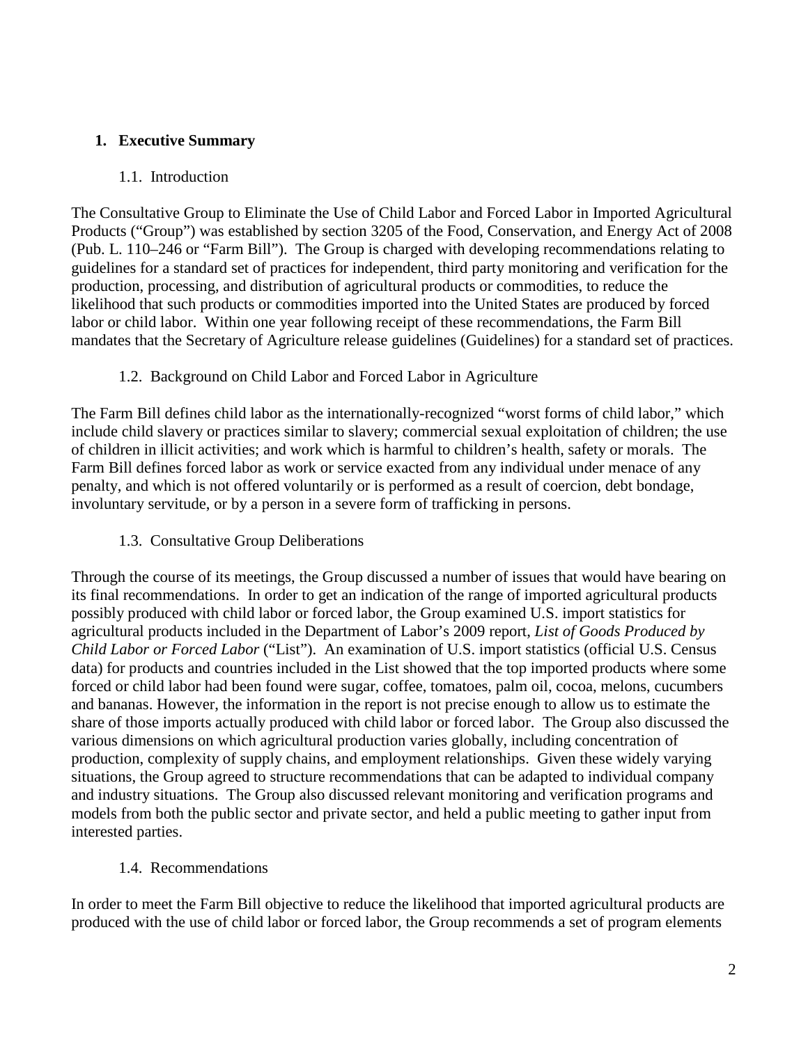## 1. Executive Summary

### 1.1. Introduction

The Consultative Group to Eliminate the Use of Child Labor and Forced Labor in Imported Agricultural Products ("Group") was established by section 3205 of the Food, Conservation, and Energy Act of 2008 (Pub. L. 110–246 or "Farm Bill"). The Group is charged with developing recommendations relating to guidelines for a standard set of practices for independent, third party monitoring and verification for the production, processing, and distribution of agricultural products or commodities, to reduce the likelihood that such products or commodities imported into the United States are produced by forced labor or child labor. Within one year following receipt of these recommendations, the Farm Bill mandates that the Secretary of Agriculture release guidelines (Guidelines) for a standard set of practices.

### 1.2. Background on Child Labor and Forced Labor in Agriculture

The Farm Bill defines child labor as the internationally-recognized "worst forms of child labor," which include child slavery or practices similar to slavery; commercial sexual exploitation of children; the use of children in illicit activities; and work which is harmful to children's health, safety or morals. The Farm Bill defines forced labor as work or service exacted from any individual under menace of any penalty, and which is not offered voluntarily or is performed as a result of coercion, debt bondage, involuntary servitude, or by a person in a severe form of trafficking in persons.

### 1.3. Consultative Group Deliberations

Through the course of its meetings, the Group discussed a number of issues that would have bearing on its final recommendations. In order to get an indication of the range of imported agricultural products possibly produced with child labor or forced labor, the Group examined U.S. import statistics for agricultural products included in the Department of Labor's 2009 report, *List of Goods Produced by Child Labor or Forced Labor* ("List"). An examination of U.S. import statistics (official U.S. Census data) for products and countries included in the List showed that the top imported products where some forced or child labor had been found were sugar, coffee, tomatoes, palm oil, cocoa, melons, cucumbers and bananas. However, the information in the report is not precise enough to allow us to estimate the share of those imports actually produced with child labor or forced labor. The Group also discussed the various dimensions on which agricultural production varies globally, including concentration of production, complexity of supply chains, and employment relationships. Given these widely varying situations, the Group agreed to structure recommendations that can be adapted to individual company and industry situations. The Group also discussed relevant monitoring and verification programs and models from both the public sector and private sector, and held a public meeting to gather input from interested parties.

### 1.4. Recommendations

In order to meet the Farm Bill objective to reduce the likelihood that imported agricultural products are produced with the use of child labor or forced labor, the Group recommends a set of program elements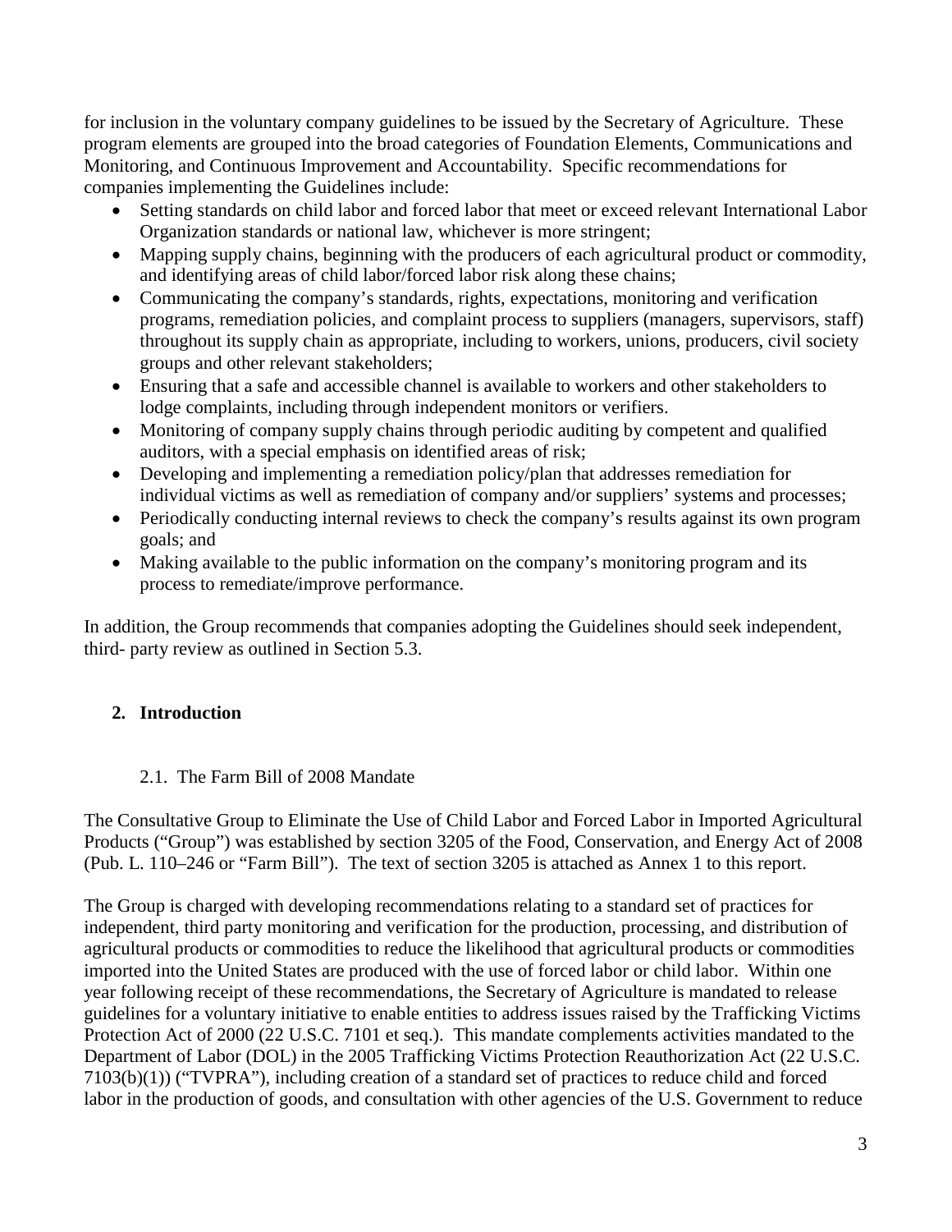for inclusion in the voluntary company guidelines to be issued by the Secretary of Agriculture. These program elements are grouped into the broad categories of Foundation Elements, Communications and Monitoring, and Continuous Improvement and Accountability. Specific recommendations for companies implementing the Guidelines include:

- Setting standards on child labor and forced labor that meet or exceed relevant International Labor Organization standards or national law, whichever is more stringent;
- Mapping supply chains, beginning with the producers of each agricultural product or commodity, and identifying areas of child labor/forced labor risk along these chains;
- Communicating the company's standards, rights, expectations, monitoring and verification programs, remediation policies, and complaint process to suppliers (managers, supervisors, staff) throughout its supply chain as appropriate, including to workers, unions, producers, civil society groups and other relevant stakeholders;
- Ensuring that a safe and accessible channel is available to workers and other stakeholders to lodge complaints, including through independent monitors or verifiers.
- Monitoring of company supply chains through periodic auditing by competent and qualified auditors, with a special emphasis on identified areas of risk;
- Developing and implementing a remediation policy/plan that addresses remediation for individual victims as well as remediation of company and/or suppliers' systems and processes;
- Periodically conducting internal reviews to check the company's results against its own program goals; and
- Making available to the public information on the company's monitoring program and its process to remediate/improve performance.

In addition, the Group recommends that companies adopting the Guidelines should seek independent, third- party review as outlined in Section 5.3.

## 2. Introduction

### 2.1. The Farm Bill of 2008 Mandate

The Consultative Group to Eliminate the Use of Child Labor and Forced Labor in Imported Agricultural Products ("Group") was established by section 3205 of the Food, Conservation, and Energy Act of 2008 (Pub. L. 110–246 or "Farm Bill"). The text of section 3205 is attached as Annex 1 to this report.

The Group is charged with developing recommendations relating to a standard set of practices for independent, third party monitoring and verification for the production, processing, and distribution of agricultural products or commodities to reduce the likelihood that agricultural products or commodities imported into the United States are produced with the use of forced labor or child labor. Within one year following receipt of these recommendations, the Secretary of Agriculture is mandated to release guidelines for a voluntary initiative to enable entities to address issues raised by the Trafficking Victims Protection Act of 2000 (22 U.S.C. 7101 et seq.). This mandate complements activities mandated to the Department of Labor (DOL) in the 2005 Trafficking Victims Protection Reauthorization Act (22 U.S.C. 7103(b)(1)) ("TVPRA"), including creation of a standard set of practices to reduce child and forced labor in the production of goods, and consultation with other agencies of the U.S. Government to reduce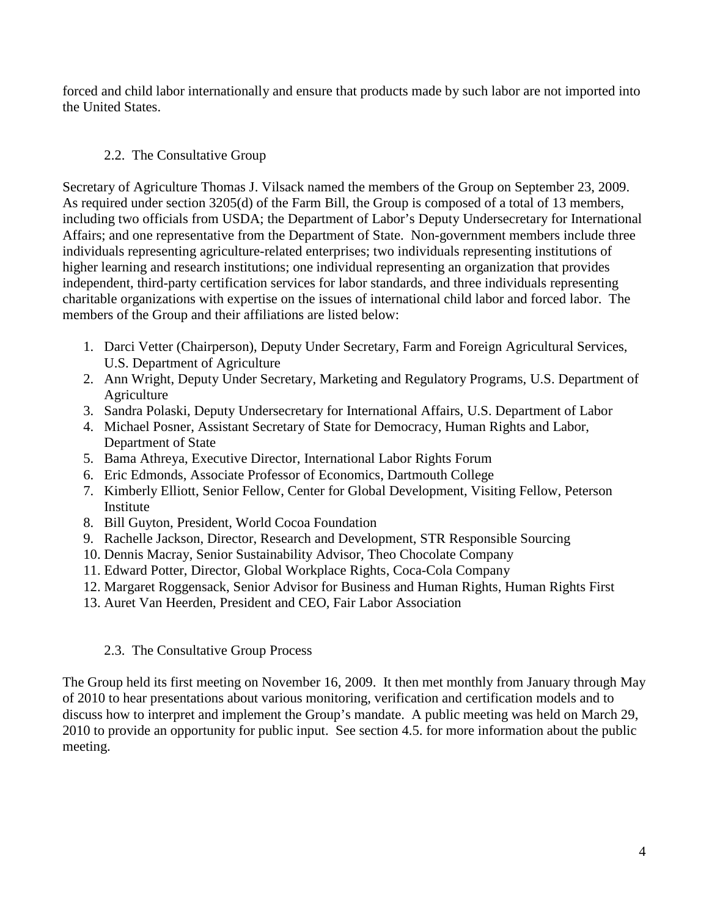forced and child labor internationally and ensure that products made by such labor are not imported into the United States.

### 2.2. The Consultative Group

Secretary of Agriculture Thomas J. Vilsack named the members of the Group on September 23, 2009. As required under section 3205(d) of the Farm Bill, the Group is composed of a total of 13 members, including two officials from USDA; the Department of Labor's Deputy Undersecretary for International Affairs; and one representative from the Department of State. Non-government members include three individuals representing agriculture-related enterprises; two individuals representing institutions of higher learning and research institutions; one individual representing an organization that provides independent, third-party certification services for labor standards, and three individuals representing charitable organizations with expertise on the issues of international child labor and forced labor. The members of the Group and their affiliations are listed below:

1. Darci Vetter (Chairperson), Deputy Under Secretary, Farm and Foreign Agricultural Services, U.S. Department of Agriculture
2. Ann Wright, Deputy Under Secretary, Marketing and Regulatory Programs, U.S. Department of Agriculture
3. Sandra Polaski, Deputy Undersecretary for International Affairs, U.S. Department of Labor
4. Michael Posner, Assistant Secretary of State for Democracy, Human Rights and Labor, Department of State
5. Bama Athreya, Executive Director, International Labor Rights Forum
6. Eric Edmonds, Associate Professor of Economics, Dartmouth College
7. Kimberly Elliott, Senior Fellow, Center for Global Development, Visiting Fellow, Peterson Institute
8. Bill Guyton, President, World Cocoa Foundation
9. Rachelle Jackson, Director, Research and Development, STR Responsible Sourcing
10. Dennis Macray, Senior Sustainability Advisor, Theo Chocolate Company
11. Edward Potter, Director, Global Workplace Rights, Coca-Cola Company
12. Margaret Roggensack, Senior Advisor for Business and Human Rights, Human Rights First
13. Auret Van Heerden, President and CEO, Fair Labor Association

### 2.3. The Consultative Group Process

The Group held its first meeting on November 16, 2009. It then met monthly from January through May of 2010 to hear presentations about various monitoring, verification and certification models and to discuss how to interpret and implement the Group's mandate. A public meeting was held on March 29, 2010 to provide an opportunity for public input. See section 4.5. for more information about the public meeting.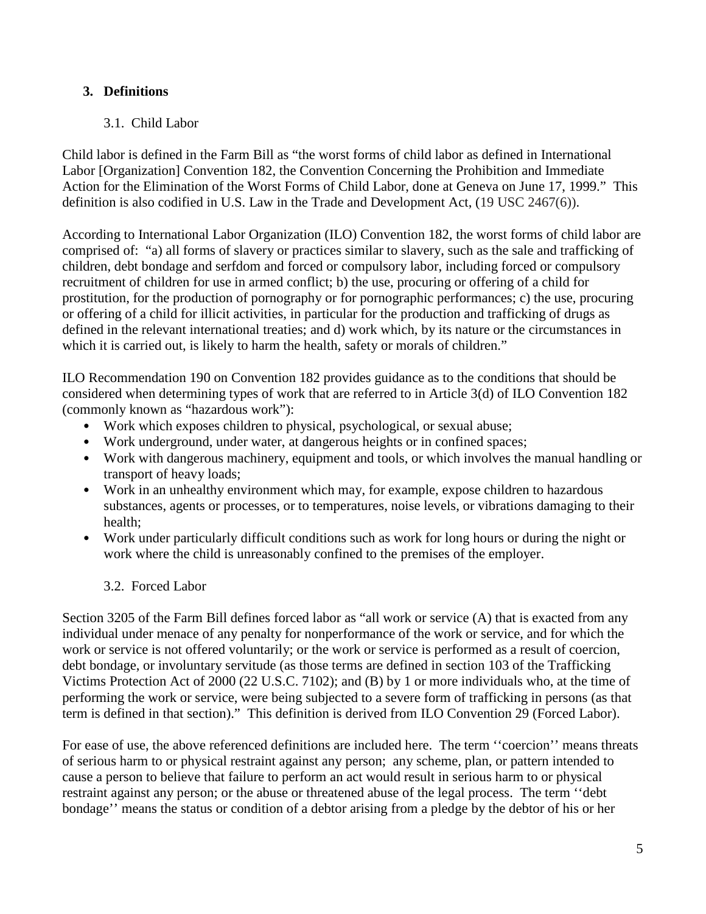## 3. Definitions

### 3.1. Child Labor

Child labor is defined in the Farm Bill as "the worst forms of child labor as defined in International Labor [Organization] Convention 182, the Convention Concerning the Prohibition and Immediate Action for the Elimination of the Worst Forms of Child Labor, done at Geneva on June 17, 1999." This definition is also codified in U.S. Law in the Trade and Development Act, (19 USC 2467(6)).

According to International Labor Organization (ILO) Convention 182, the worst forms of child labor are comprised of: "a) all forms of slavery or practices similar to slavery, such as the sale and trafficking of children, debt bondage and serfdom and forced or compulsory labor, including forced or compulsory recruitment of children for use in armed conflict; b) the use, procuring or offering of a child for prostitution, for the production of pornography or for pornographic performances; c) the use, procuring or offering of a child for illicit activities, in particular for the production and trafficking of drugs as defined in the relevant international treaties; and d) work which, by its nature or the circumstances in which it is carried out, is likely to harm the health, safety or morals of children."

ILO Recommendation 190 on Convention 182 provides guidance as to the conditions that should be considered when determining types of work that are referred to in Article 3(d) of ILO Convention 182 (commonly known as "hazardous work"):

- Work which exposes children to physical, psychological, or sexual abuse;
- Work underground, under water, at dangerous heights or in confined spaces;
- Work with dangerous machinery, equipment and tools, or which involves the manual handling or transport of heavy loads;
- Work in an unhealthy environment which may, for example, expose children to hazardous substances, agents or processes, or to temperatures, noise levels, or vibrations damaging to their health;
- Work under particularly difficult conditions such as work for long hours or during the night or work where the child is unreasonably confined to the premises of the employer.

### 3.2. Forced Labor

Section 3205 of the Farm Bill defines forced labor as "all work or service (A) that is exacted from any individual under menace of any penalty for nonperformance of the work or service, and for which the work or service is not offered voluntarily; or the work or service is performed as a result of coercion, debt bondage, or involuntary servitude (as those terms are defined in section 103 of the Trafficking Victims Protection Act of 2000 (22 U.S.C. 7102); and (B) by 1 or more individuals who, at the time of performing the work or service, were being subjected to a severe form of trafficking in persons (as that term is defined in that section)." This definition is derived from ILO Convention 29 (Forced Labor).

For ease of use, the above referenced definitions are included here. The term ''coercion'' means threats of serious harm to or physical restraint against any person; any scheme, plan, or pattern intended to cause a person to believe that failure to perform an act would result in serious harm to or physical restraint against any person; or the abuse or threatened abuse of the legal process. The term ''debt bondage'' means the status or condition of a debtor arising from a pledge by the debtor of his or her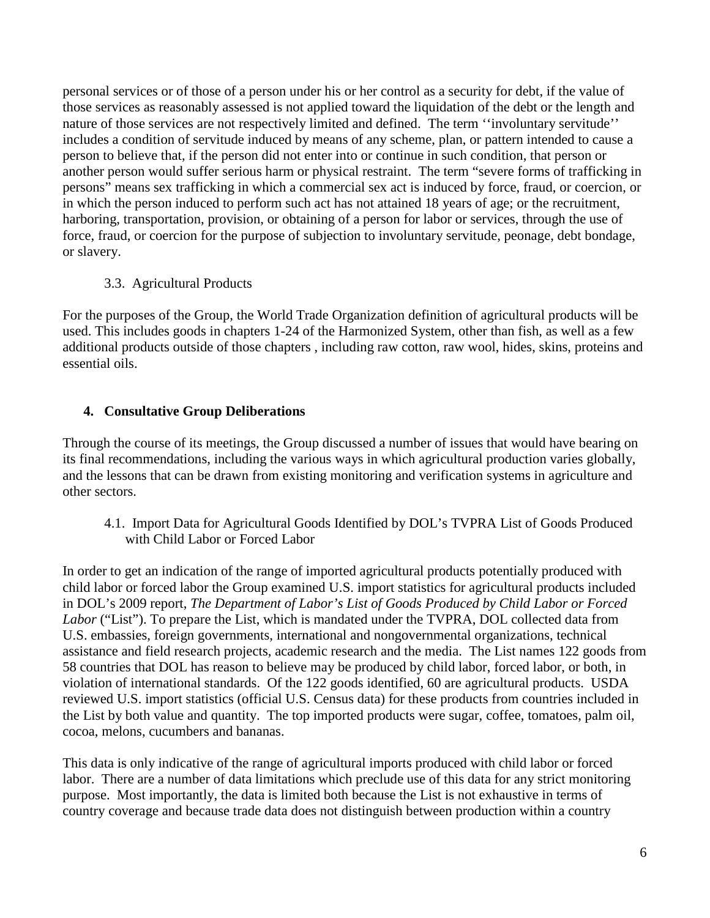personal services or of those of a person under his or her control as a security for debt, if the value of those services as reasonably assessed is not applied toward the liquidation of the debt or the length and nature of those services are not respectively limited and defined. The term ''involuntary servitude'' includes a condition of servitude induced by means of any scheme, plan, or pattern intended to cause a person to believe that, if the person did not enter into or continue in such condition, that person or another person would suffer serious harm or physical restraint. The term "severe forms of trafficking in persons" means sex trafficking in which a commercial sex act is induced by force, fraud, or coercion, or in which the person induced to perform such act has not attained 18 years of age; or the recruitment, harboring, transportation, provision, or obtaining of a person for labor or services, through the use of force, fraud, or coercion for the purpose of subjection to involuntary servitude, peonage, debt bondage, or slavery.

### 3.3. Agricultural Products

For the purposes of the Group, the World Trade Organization definition of agricultural products will be used. This includes goods in chapters 1-24 of the Harmonized System, other than fish, as well as a few additional products outside of those chapters , including raw cotton, raw wool, hides, skins, proteins and essential oils.

## 4. Consultative Group Deliberations

Through the course of its meetings, the Group discussed a number of issues that would have bearing on its final recommendations, including the various ways in which agricultural production varies globally, and the lessons that can be drawn from existing monitoring and verification systems in agriculture and other sectors.

### 4.1. Import Data for Agricultural Goods Identified by DOL's TVPRA List of Goods Produced with Child Labor or Forced Labor

In order to get an indication of the range of imported agricultural products potentially produced with child labor or forced labor the Group examined U.S. import statistics for agricultural products included in DOL's 2009 report, *The Department of Labor's List of Goods Produced by Child Labor or Forced Labor* ("List"). To prepare the List, which is mandated under the TVPRA, DOL collected data from U.S. embassies, foreign governments, international and nongovernmental organizations, technical assistance and field research projects, academic research and the media. The List names 122 goods from 58 countries that DOL has reason to believe may be produced by child labor, forced labor, or both, in violation of international standards. Of the 122 goods identified, 60 are agricultural products. USDA reviewed U.S. import statistics (official U.S. Census data) for these products from countries included in the List by both value and quantity. The top imported products were sugar, coffee, tomatoes, palm oil, cocoa, melons, cucumbers and bananas.

This data is only indicative of the range of agricultural imports produced with child labor or forced labor. There are a number of data limitations which preclude use of this data for any strict monitoring purpose. Most importantly, the data is limited both because the List is not exhaustive in terms of country coverage and because trade data does not distinguish between production within a country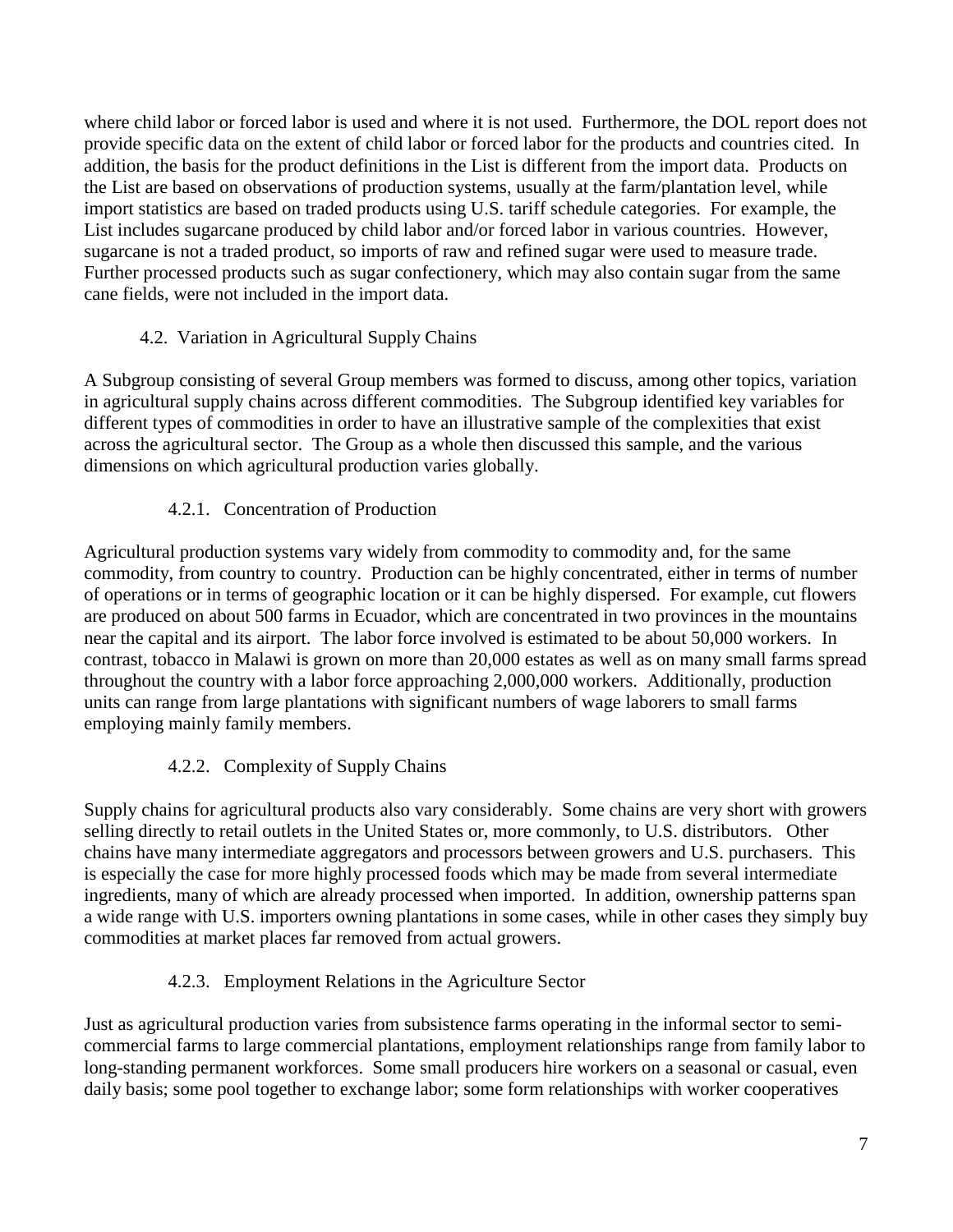where child labor or forced labor is used and where it is not used. Furthermore, the DOL report does not provide specific data on the extent of child labor or forced labor for the products and countries cited. In addition, the basis for the product definitions in the List is different from the import data. Products on the List are based on observations of production systems, usually at the farm/plantation level, while import statistics are based on traded products using U.S. tariff schedule categories. For example, the List includes sugarcane produced by child labor and/or forced labor in various countries. However, sugarcane is not a traded product, so imports of raw and refined sugar were used to measure trade. Further processed products such as sugar confectionery, which may also contain sugar from the same cane fields, were not included in the import data.

### 4.2. Variation in Agricultural Supply Chains

A Subgroup consisting of several Group members was formed to discuss, among other topics, variation in agricultural supply chains across different commodities. The Subgroup identified key variables for different types of commodities in order to have an illustrative sample of the complexities that exist across the agricultural sector. The Group as a whole then discussed this sample, and the various dimensions on which agricultural production varies globally.

#### 4.2.1. Concentration of Production

Agricultural production systems vary widely from commodity to commodity and, for the same commodity, from country to country. Production can be highly concentrated, either in terms of number of operations or in terms of geographic location or it can be highly dispersed. For example, cut flowers are produced on about 500 farms in Ecuador, which are concentrated in two provinces in the mountains near the capital and its airport. The labor force involved is estimated to be about 50,000 workers. In contrast, tobacco in Malawi is grown on more than 20,000 estates as well as on many small farms spread throughout the country with a labor force approaching 2,000,000 workers. Additionally, production units can range from large plantations with significant numbers of wage laborers to small farms employing mainly family members.

#### 4.2.2. Complexity of Supply Chains

Supply chains for agricultural products also vary considerably. Some chains are very short with growers selling directly to retail outlets in the United States or, more commonly, to U.S. distributors. Other chains have many intermediate aggregators and processors between growers and U.S. purchasers. This is especially the case for more highly processed foods which may be made from several intermediate ingredients, many of which are already processed when imported. In addition, ownership patterns span a wide range with U.S. importers owning plantations in some cases, while in other cases they simply buy commodities at market places far removed from actual growers.

#### 4.2.3. Employment Relations in the Agriculture Sector

Just as agricultural production varies from subsistence farms operating in the informal sector to semi-commercial farms to large commercial plantations, employment relationships range from family labor to long-standing permanent workforces. Some small producers hire workers on a seasonal or casual, even daily basis; some pool together to exchange labor; some form relationships with worker cooperatives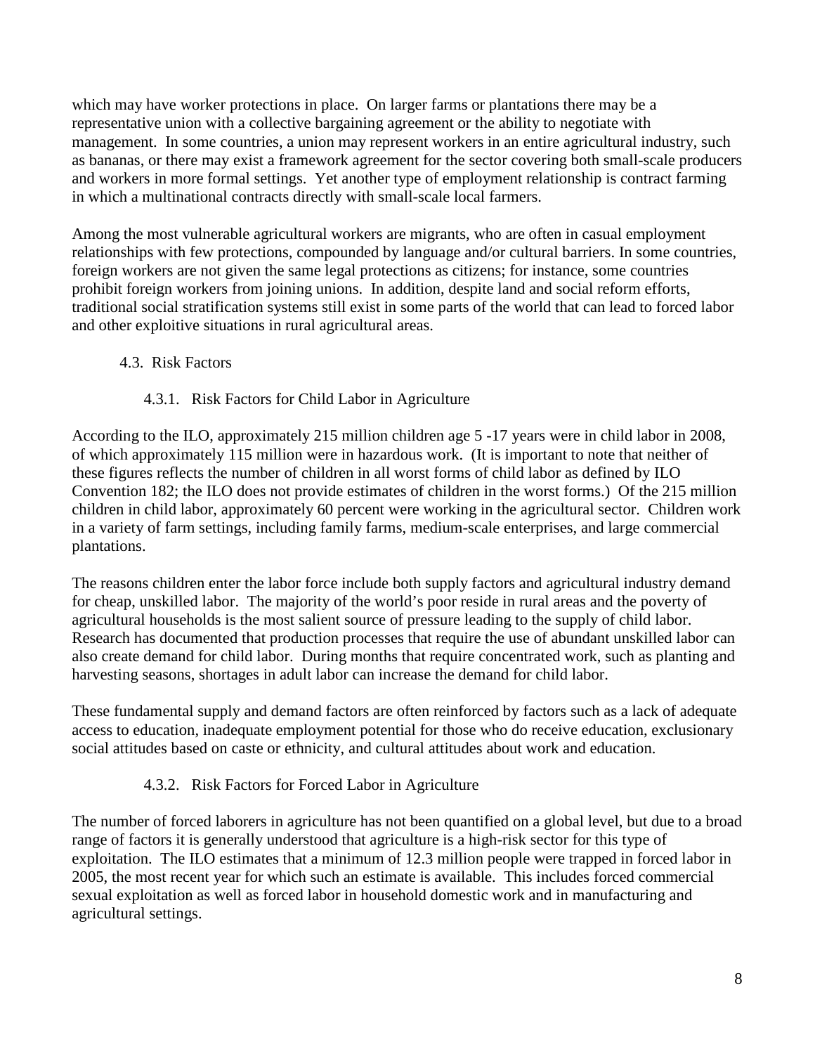which may have worker protections in place. On larger farms or plantations there may be a representative union with a collective bargaining agreement or the ability to negotiate with management. In some countries, a union may represent workers in an entire agricultural industry, such as bananas, or there may exist a framework agreement for the sector covering both small-scale producers and workers in more formal settings. Yet another type of employment relationship is contract farming in which a multinational contracts directly with small-scale local farmers.

Among the most vulnerable agricultural workers are migrants, who are often in casual employment relationships with few protections, compounded by language and/or cultural barriers. In some countries, foreign workers are not given the same legal protections as citizens; for instance, some countries prohibit foreign workers from joining unions. In addition, despite land and social reform efforts, traditional social stratification systems still exist in some parts of the world that can lead to forced labor and other exploitive situations in rural agricultural areas.

## 4.3. Risk Factors

### 4.3.1. Risk Factors for Child Labor in Agriculture

According to the ILO, approximately 215 million children age 5 -17 years were in child labor in 2008, of which approximately 115 million were in hazardous work. (It is important to note that neither of these figures reflects the number of children in all worst forms of child labor as defined by ILO Convention 182; the ILO does not provide estimates of children in the worst forms.) Of the 215 million children in child labor, approximately 60 percent were working in the agricultural sector. Children work in a variety of farm settings, including family farms, medium-scale enterprises, and large commercial plantations.

The reasons children enter the labor force include both supply factors and agricultural industry demand for cheap, unskilled labor. The majority of the world's poor reside in rural areas and the poverty of agricultural households is the most salient source of pressure leading to the supply of child labor. Research has documented that production processes that require the use of abundant unskilled labor can also create demand for child labor. During months that require concentrated work, such as planting and harvesting seasons, shortages in adult labor can increase the demand for child labor.

These fundamental supply and demand factors are often reinforced by factors such as a lack of adequate access to education, inadequate employment potential for those who do receive education, exclusionary social attitudes based on caste or ethnicity, and cultural attitudes about work and education.

### 4.3.2. Risk Factors for Forced Labor in Agriculture

The number of forced laborers in agriculture has not been quantified on a global level, but due to a broad range of factors it is generally understood that agriculture is a high-risk sector for this type of exploitation. The ILO estimates that a minimum of 12.3 million people were trapped in forced labor in 2005, the most recent year for which such an estimate is available. This includes forced commercial sexual exploitation as well as forced labor in household domestic work and in manufacturing and agricultural settings.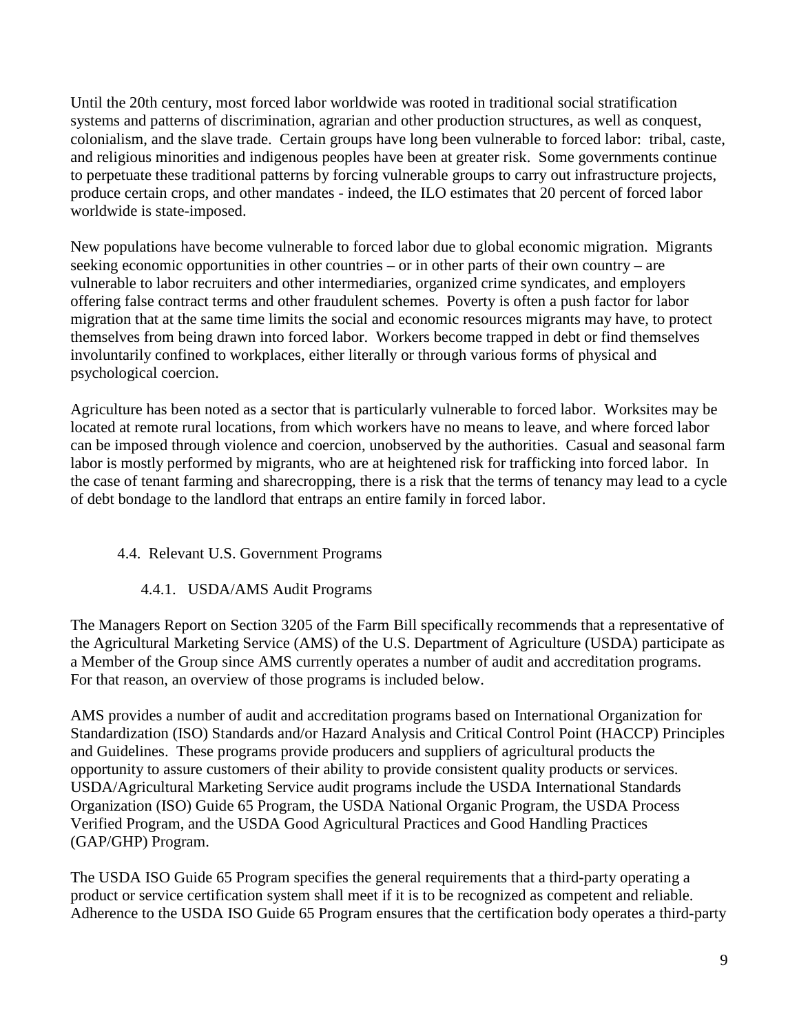Until the 20th century, most forced labor worldwide was rooted in traditional social stratification systems and patterns of discrimination, agrarian and other production structures, as well as conquest, colonialism, and the slave trade. Certain groups have long been vulnerable to forced labor: tribal, caste, and religious minorities and indigenous peoples have been at greater risk. Some governments continue to perpetuate these traditional patterns by forcing vulnerable groups to carry out infrastructure projects, produce certain crops, and other mandates - indeed, the ILO estimates that 20 percent of forced labor worldwide is state-imposed.

New populations have become vulnerable to forced labor due to global economic migration. Migrants seeking economic opportunities in other countries – or in other parts of their own country – are vulnerable to labor recruiters and other intermediaries, organized crime syndicates, and employers offering false contract terms and other fraudulent schemes. Poverty is often a push factor for labor migration that at the same time limits the social and economic resources migrants may have, to protect themselves from being drawn into forced labor. Workers become trapped in debt or find themselves involuntarily confined to workplaces, either literally or through various forms of physical and psychological coercion.

Agriculture has been noted as a sector that is particularly vulnerable to forced labor. Worksites may be located at remote rural locations, from which workers have no means to leave, and where forced labor can be imposed through violence and coercion, unobserved by the authorities. Casual and seasonal farm labor is mostly performed by migrants, who are at heightened risk for trafficking into forced labor. In the case of tenant farming and sharecropping, there is a risk that the terms of tenancy may lead to a cycle of debt bondage to the landlord that entraps an entire family in forced labor.

## 4.4. Relevant U.S. Government Programs

### 4.4.1. USDA/AMS Audit Programs

The Managers Report on Section 3205 of the Farm Bill specifically recommends that a representative of the Agricultural Marketing Service (AMS) of the U.S. Department of Agriculture (USDA) participate as a Member of the Group since AMS currently operates a number of audit and accreditation programs. For that reason, an overview of those programs is included below.

AMS provides a number of audit and accreditation programs based on International Organization for Standardization (ISO) Standards and/or Hazard Analysis and Critical Control Point (HACCP) Principles and Guidelines. These programs provide producers and suppliers of agricultural products the opportunity to assure customers of their ability to provide consistent quality products or services. USDA/Agricultural Marketing Service audit programs include the USDA International Standards Organization (ISO) Guide 65 Program, the USDA National Organic Program, the USDA Process Verified Program, and the USDA Good Agricultural Practices and Good Handling Practices (GAP/GHP) Program.

The USDA ISO Guide 65 Program specifies the general requirements that a third-party operating a product or service certification system shall meet if it is to be recognized as competent and reliable. Adherence to the USDA ISO Guide 65 Program ensures that the certification body operates a third-party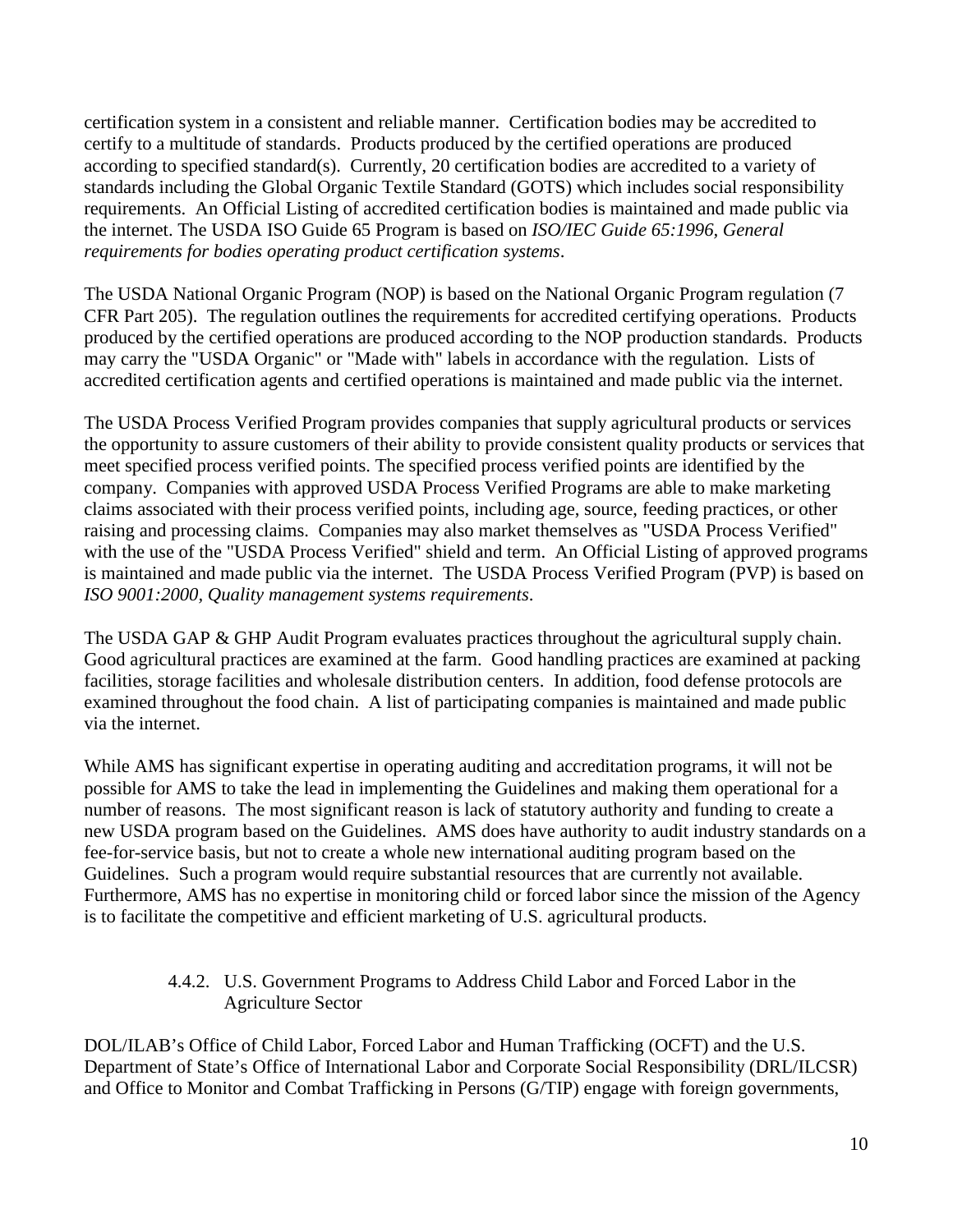certification system in a consistent and reliable manner. Certification bodies may be accredited to certify to a multitude of standards. Products produced by the certified operations are produced according to specified standard(s). Currently, 20 certification bodies are accredited to a variety of standards including the Global Organic Textile Standard (GOTS) which includes social responsibility requirements. An Official Listing of accredited certification bodies is maintained and made public via the internet. The USDA ISO Guide 65 Program is based on *ISO/IEC Guide 65:1996, General requirements for bodies operating product certification systems*.

The USDA National Organic Program (NOP) is based on the National Organic Program regulation (7 CFR Part 205). The regulation outlines the requirements for accredited certifying operations. Products produced by the certified operations are produced according to the NOP production standards. Products may carry the "USDA Organic" or "Made with" labels in accordance with the regulation. Lists of accredited certification agents and certified operations is maintained and made public via the internet.

The USDA Process Verified Program provides companies that supply agricultural products or services the opportunity to assure customers of their ability to provide consistent quality products or services that meet specified process verified points. The specified process verified points are identified by the company. Companies with approved USDA Process Verified Programs are able to make marketing claims associated with their process verified points, including age, source, feeding practices, or other raising and processing claims. Companies may also market themselves as "USDA Process Verified" with the use of the "USDA Process Verified" shield and term. An Official Listing of approved programs is maintained and made public via the internet. The USDA Process Verified Program (PVP) is based on *ISO 9001:2000, Quality management systems requirements*.

The USDA GAP & GHP Audit Program evaluates practices throughout the agricultural supply chain. Good agricultural practices are examined at the farm. Good handling practices are examined at packing facilities, storage facilities and wholesale distribution centers. In addition, food defense protocols are examined throughout the food chain. A list of participating companies is maintained and made public via the internet.

While AMS has significant expertise in operating auditing and accreditation programs, it will not be possible for AMS to take the lead in implementing the Guidelines and making them operational for a number of reasons. The most significant reason is lack of statutory authority and funding to create a new USDA program based on the Guidelines. AMS does have authority to audit industry standards on a fee-for-service basis, but not to create a whole new international auditing program based on the Guidelines. Such a program would require substantial resources that are currently not available. Furthermore, AMS has no expertise in monitoring child or forced labor since the mission of the Agency is to facilitate the competitive and efficient marketing of U.S. agricultural products.

#### 4.4.2. U.S. Government Programs to Address Child Labor and Forced Labor in the Agriculture Sector

DOL/ILAB's Office of Child Labor, Forced Labor and Human Trafficking (OCFT) and the U.S. Department of State's Office of International Labor and Corporate Social Responsibility (DRL/ILCSR) and Office to Monitor and Combat Trafficking in Persons (G/TIP) engage with foreign governments,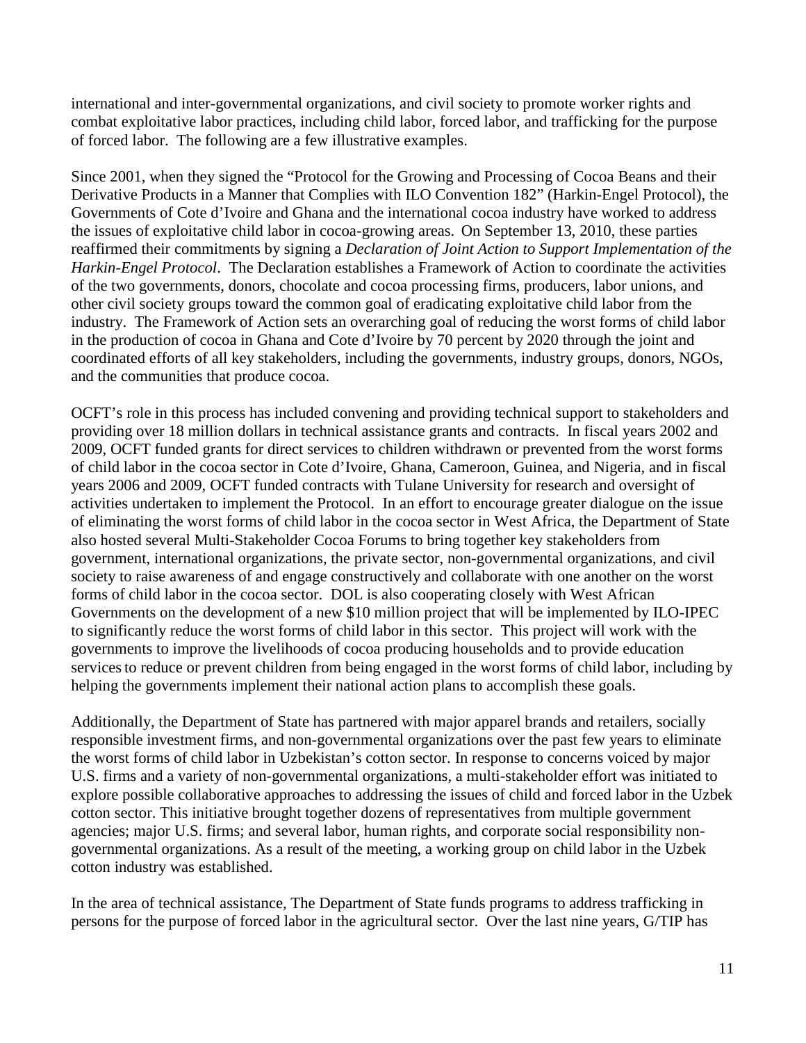international and inter-governmental organizations, and civil society to promote worker rights and combat exploitative labor practices, including child labor, forced labor, and trafficking for the purpose of forced labor. The following are a few illustrative examples.

Since 2001, when they signed the "Protocol for the Growing and Processing of Cocoa Beans and their Derivative Products in a Manner that Complies with ILO Convention 182" (Harkin-Engel Protocol), the Governments of Cote d'Ivoire and Ghana and the international cocoa industry have worked to address the issues of exploitative child labor in cocoa-growing areas. On September 13, 2010, these parties reaffirmed their commitments by signing a *Declaration of Joint Action to Support Implementation of the Harkin-Engel Protocol*. The Declaration establishes a Framework of Action to coordinate the activities of the two governments, donors, chocolate and cocoa processing firms, producers, labor unions, and other civil society groups toward the common goal of eradicating exploitative child labor from the industry. The Framework of Action sets an overarching goal of reducing the worst forms of child labor in the production of cocoa in Ghana and Cote d'Ivoire by 70 percent by 2020 through the joint and coordinated efforts of all key stakeholders, including the governments, industry groups, donors, NGOs, and the communities that produce cocoa.

OCFT's role in this process has included convening and providing technical support to stakeholders and providing over 18 million dollars in technical assistance grants and contracts. In fiscal years 2002 and 2009, OCFT funded grants for direct services to children withdrawn or prevented from the worst forms of child labor in the cocoa sector in Cote d'Ivoire, Ghana, Cameroon, Guinea, and Nigeria, and in fiscal years 2006 and 2009, OCFT funded contracts with Tulane University for research and oversight of activities undertaken to implement the Protocol. In an effort to encourage greater dialogue on the issue of eliminating the worst forms of child labor in the cocoa sector in West Africa, the Department of State also hosted several Multi-Stakeholder Cocoa Forums to bring together key stakeholders from government, international organizations, the private sector, non-governmental organizations, and civil society to raise awareness of and engage constructively and collaborate with one another on the worst forms of child labor in the cocoa sector. DOL is also cooperating closely with West African Governments on the development of a new $10 million project that will be implemented by ILO-IPEC to significantly reduce the worst forms of child labor in this sector. This project will work with the governments to improve the livelihoods of cocoa producing households and to provide education services to reduce or prevent children from being engaged in the worst forms of child labor, including by helping the governments implement their national action plans to accomplish these goals.

Additionally, the Department of State has partnered with major apparel brands and retailers, socially responsible investment firms, and non-governmental organizations over the past few years to eliminate the worst forms of child labor in Uzbekistan's cotton sector. In response to concerns voiced by major U.S. firms and a variety of non-governmental organizations, a multi-stakeholder effort was initiated to explore possible collaborative approaches to addressing the issues of child and forced labor in the Uzbek cotton sector. This initiative brought together dozens of representatives from multiple government agencies; major U.S. firms; and several labor, human rights, and corporate social responsibility non-governmental organizations. As a result of the meeting, a working group on child labor in the Uzbek cotton industry was established.

In the area of technical assistance, The Department of State funds programs to address trafficking in persons for the purpose of forced labor in the agricultural sector. Over the last nine years, G/TIP has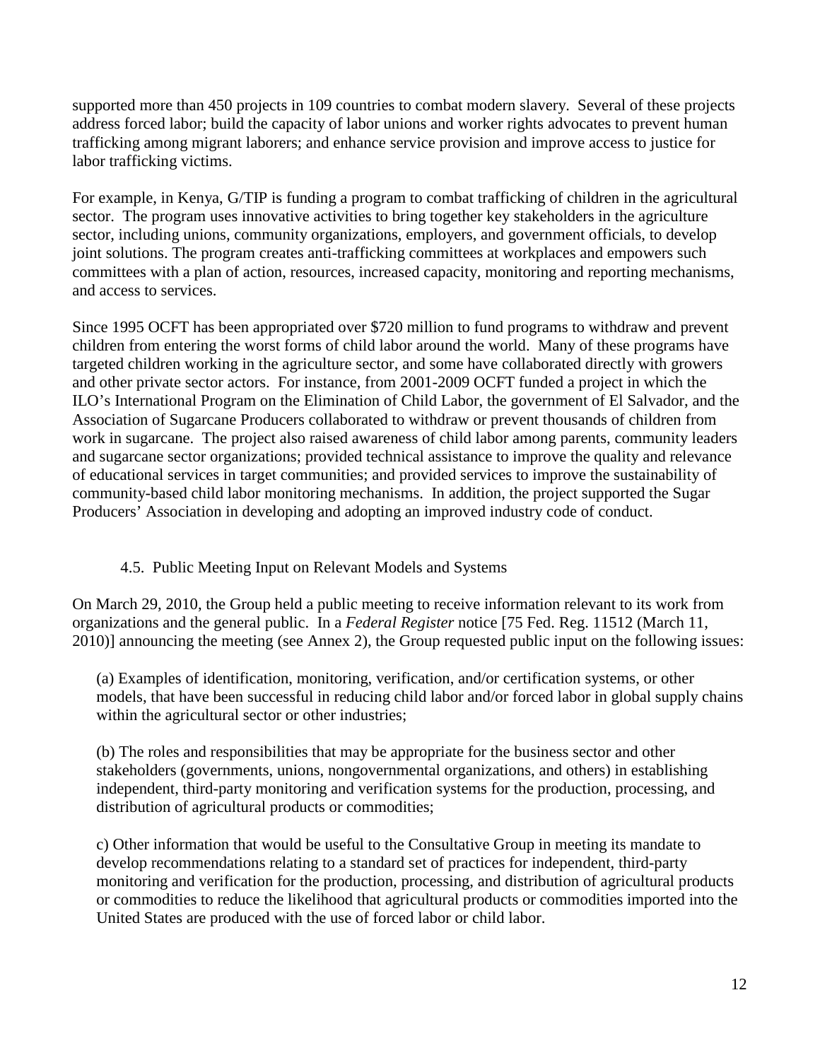supported more than 450 projects in 109 countries to combat modern slavery. Several of these projects address forced labor; build the capacity of labor unions and worker rights advocates to prevent human trafficking among migrant laborers; and enhance service provision and improve access to justice for labor trafficking victims.

For example, in Kenya, G/TIP is funding a program to combat trafficking of children in the agricultural sector. The program uses innovative activities to bring together key stakeholders in the agriculture sector, including unions, community organizations, employers, and government officials, to develop joint solutions. The program creates anti-trafficking committees at workplaces and empowers such committees with a plan of action, resources, increased capacity, monitoring and reporting mechanisms, and access to services.

Since 1995 OCFT has been appropriated over $720 million to fund programs to withdraw and prevent children from entering the worst forms of child labor around the world. Many of these programs have targeted children working in the agriculture sector, and some have collaborated directly with growers and other private sector actors. For instance, from 2001-2009 OCFT funded a project in which the ILO's International Program on the Elimination of Child Labor, the government of El Salvador, and the Association of Sugarcane Producers collaborated to withdraw or prevent thousands of children from work in sugarcane. The project also raised awareness of child labor among parents, community leaders and sugarcane sector organizations; provided technical assistance to improve the quality and relevance of educational services in target communities; and provided services to improve the sustainability of community-based child labor monitoring mechanisms. In addition, the project supported the Sugar Producers' Association in developing and adopting an improved industry code of conduct.

### 4.5. Public Meeting Input on Relevant Models and Systems

On March 29, 2010, the Group held a public meeting to receive information relevant to its work from organizations and the general public. In a *Federal Register* notice [75 Fed. Reg. 11512 (March 11, 2010)] announcing the meeting (see Annex 2), the Group requested public input on the following issues:

(a) Examples of identification, monitoring, verification, and/or certification systems, or other models, that have been successful in reducing child labor and/or forced labor in global supply chains within the agricultural sector or other industries;

(b) The roles and responsibilities that may be appropriate for the business sector and other stakeholders (governments, unions, nongovernmental organizations, and others) in establishing independent, third-party monitoring and verification systems for the production, processing, and distribution of agricultural products or commodities;

c) Other information that would be useful to the Consultative Group in meeting its mandate to develop recommendations relating to a standard set of practices for independent, third-party monitoring and verification for the production, processing, and distribution of agricultural products or commodities to reduce the likelihood that agricultural products or commodities imported into the United States are produced with the use of forced labor or child labor.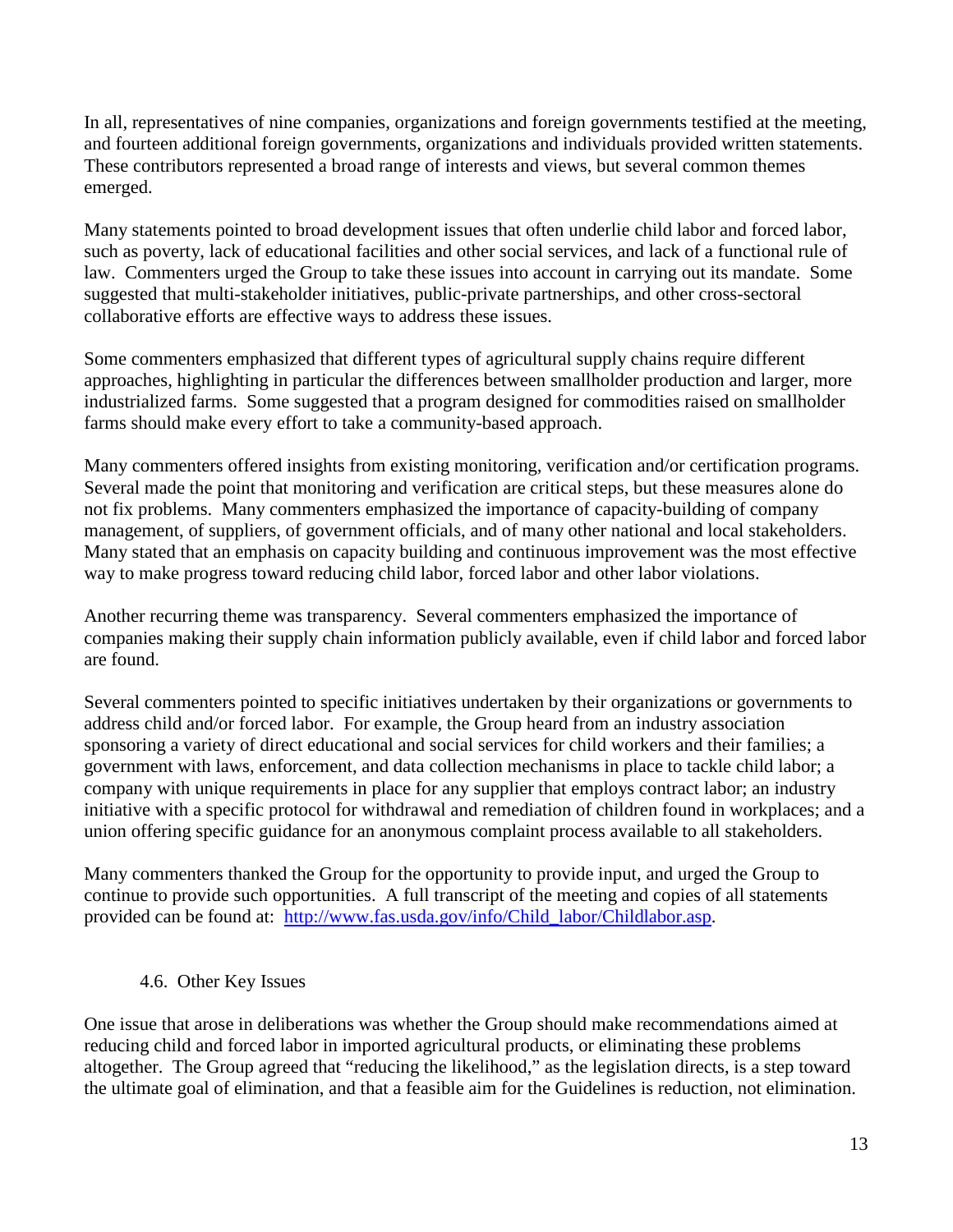In all, representatives of nine companies, organizations and foreign governments testified at the meeting, and fourteen additional foreign governments, organizations and individuals provided written statements. These contributors represented a broad range of interests and views, but several common themes emerged.

Many statements pointed to broad development issues that often underlie child labor and forced labor, such as poverty, lack of educational facilities and other social services, and lack of a functional rule of law. Commenters urged the Group to take these issues into account in carrying out its mandate. Some suggested that multi-stakeholder initiatives, public-private partnerships, and other cross-sectoral collaborative efforts are effective ways to address these issues.

Some commenters emphasized that different types of agricultural supply chains require different approaches, highlighting in particular the differences between smallholder production and larger, more industrialized farms. Some suggested that a program designed for commodities raised on smallholder farms should make every effort to take a community-based approach.

Many commenters offered insights from existing monitoring, verification and/or certification programs. Several made the point that monitoring and verification are critical steps, but these measures alone do not fix problems. Many commenters emphasized the importance of capacity-building of company management, of suppliers, of government officials, and of many other national and local stakeholders. Many stated that an emphasis on capacity building and continuous improvement was the most effective way to make progress toward reducing child labor, forced labor and other labor violations.

Another recurring theme was transparency. Several commenters emphasized the importance of companies making their supply chain information publicly available, even if child labor and forced labor are found.

Several commenters pointed to specific initiatives undertaken by their organizations or governments to address child and/or forced labor. For example, the Group heard from an industry association sponsoring a variety of direct educational and social services for child workers and their families; a government with laws, enforcement, and data collection mechanisms in place to tackle child labor; a company with unique requirements in place for any supplier that employs contract labor; an industry initiative with a specific protocol for withdrawal and remediation of children found in workplaces; and a union offering specific guidance for an anonymous complaint process available to all stakeholders.

Many commenters thanked the Group for the opportunity to provide input, and urged the Group to continue to provide such opportunities. A full transcript of the meeting and copies of all statements provided can be found at: [http://www.fas.usda.gov/info/Child_labor/Childlabor.asp](http://www.fas.usda.gov/info/Child_labor/Childlabor.asp).

### 4.6. Other Key Issues

One issue that arose in deliberations was whether the Group should make recommendations aimed at reducing child and forced labor in imported agricultural products, or eliminating these problems altogether. The Group agreed that "reducing the likelihood," as the legislation directs, is a step toward the ultimate goal of elimination, and that a feasible aim for the Guidelines is reduction, not elimination.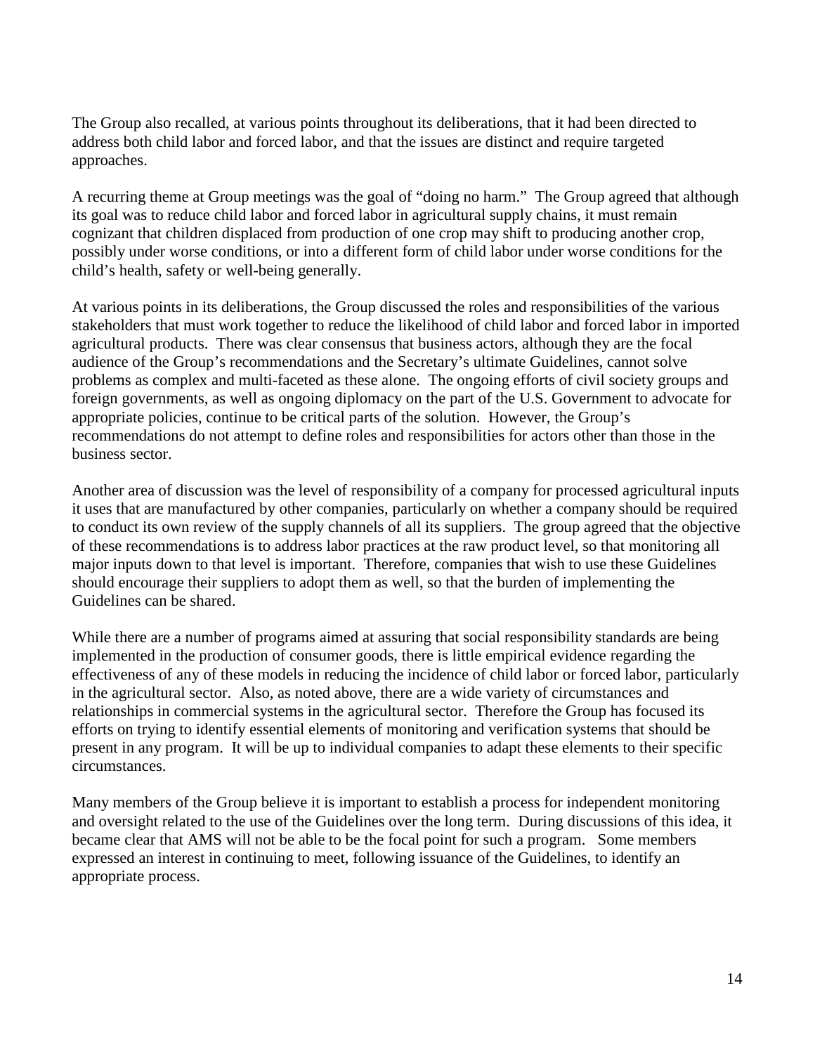The Group also recalled, at various points throughout its deliberations, that it had been directed to address both child labor and forced labor, and that the issues are distinct and require targeted approaches.

A recurring theme at Group meetings was the goal of "doing no harm." The Group agreed that although its goal was to reduce child labor and forced labor in agricultural supply chains, it must remain cognizant that children displaced from production of one crop may shift to producing another crop, possibly under worse conditions, or into a different form of child labor under worse conditions for the child's health, safety or well-being generally.

At various points in its deliberations, the Group discussed the roles and responsibilities of the various stakeholders that must work together to reduce the likelihood of child labor and forced labor in imported agricultural products. There was clear consensus that business actors, although they are the focal audience of the Group's recommendations and the Secretary's ultimate Guidelines, cannot solve problems as complex and multi-faceted as these alone. The ongoing efforts of civil society groups and foreign governments, as well as ongoing diplomacy on the part of the U.S. Government to advocate for appropriate policies, continue to be critical parts of the solution. However, the Group's recommendations do not attempt to define roles and responsibilities for actors other than those in the business sector.

Another area of discussion was the level of responsibility of a company for processed agricultural inputs it uses that are manufactured by other companies, particularly on whether a company should be required to conduct its own review of the supply channels of all its suppliers. The group agreed that the objective of these recommendations is to address labor practices at the raw product level, so that monitoring all major inputs down to that level is important. Therefore, companies that wish to use these Guidelines should encourage their suppliers to adopt them as well, so that the burden of implementing the Guidelines can be shared.

While there are a number of programs aimed at assuring that social responsibility standards are being implemented in the production of consumer goods, there is little empirical evidence regarding the effectiveness of any of these models in reducing the incidence of child labor or forced labor, particularly in the agricultural sector. Also, as noted above, there are a wide variety of circumstances and relationships in commercial systems in the agricultural sector. Therefore the Group has focused its efforts on trying to identify essential elements of monitoring and verification systems that should be present in any program. It will be up to individual companies to adapt these elements to their specific circumstances.

Many members of the Group believe it is important to establish a process for independent monitoring and oversight related to the use of the Guidelines over the long term. During discussions of this idea, it became clear that AMS will not be able to be the focal point for such a program. Some members expressed an interest in continuing to meet, following issuance of the Guidelines, to identify an appropriate process.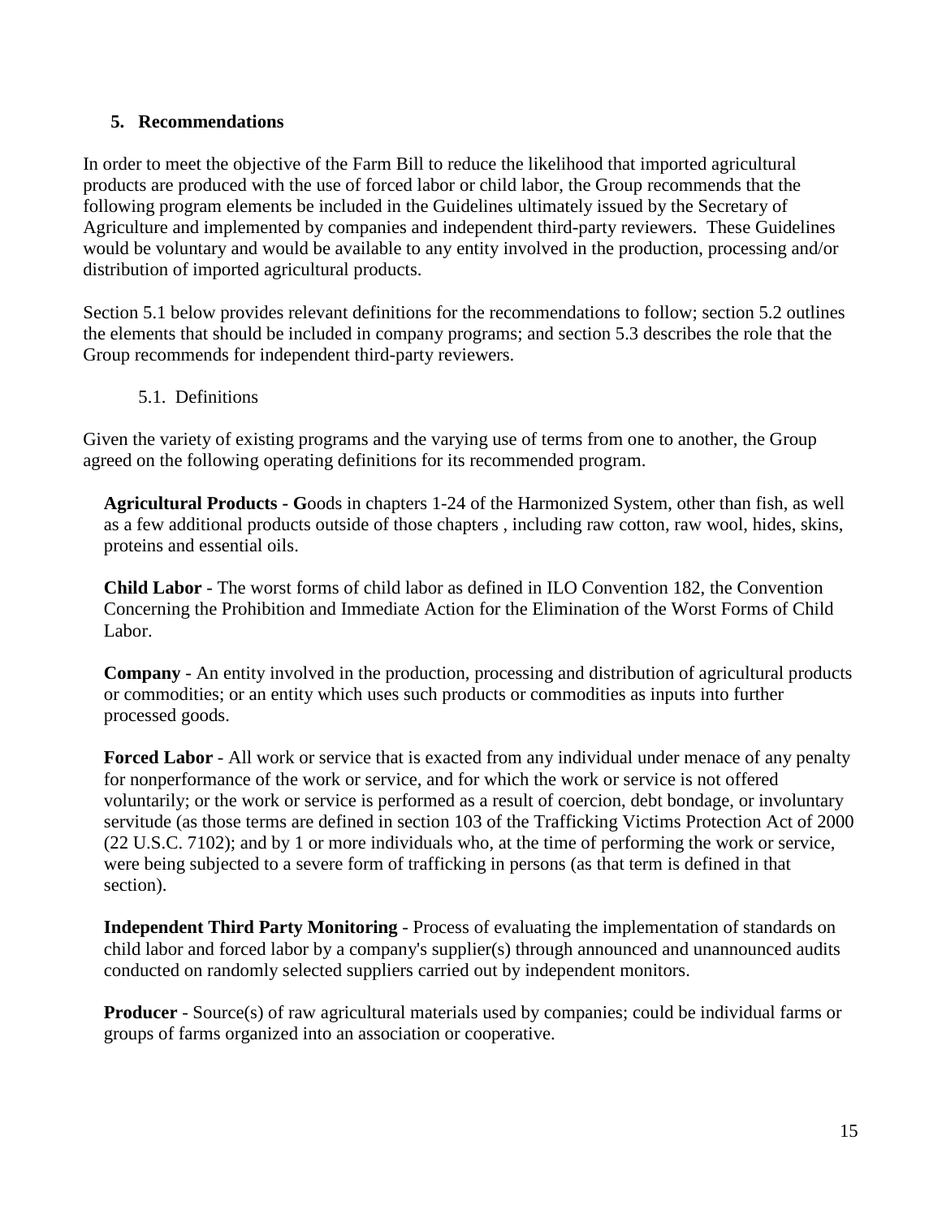## 5. Recommendations

In order to meet the objective of the Farm Bill to reduce the likelihood that imported agricultural products are produced with the use of forced labor or child labor, the Group recommends that the following program elements be included in the Guidelines ultimately issued by the Secretary of Agriculture and implemented by companies and independent third-party reviewers. These Guidelines would be voluntary and would be available to any entity involved in the production, processing and/or distribution of imported agricultural products.

Section 5.1 below provides relevant definitions for the recommendations to follow; section 5.2 outlines the elements that should be included in company programs; and section 5.3 describes the role that the Group recommends for independent third-party reviewers.

### 5.1. Definitions

Given the variety of existing programs and the varying use of terms from one to another, the Group agreed on the following operating definitions for its recommended program.

**Agricultural Products - G**oods in chapters 1-24 of the Harmonized System, other than fish, as well as a few additional products outside of those chapters , including raw cotton, raw wool, hides, skins, proteins and essential oils.

**Child Labor** - The worst forms of child labor as defined in ILO Convention 182, the Convention Concerning the Prohibition and Immediate Action for the Elimination of the Worst Forms of Child Labor.

**Company** - An entity involved in the production, processing and distribution of agricultural products or commodities; or an entity which uses such products or commodities as inputs into further processed goods.

**Forced Labor** - All work or service that is exacted from any individual under menace of any penalty for nonperformance of the work or service, and for which the work or service is not offered voluntarily; or the work or service is performed as a result of coercion, debt bondage, or involuntary servitude (as those terms are defined in section 103 of the Trafficking Victims Protection Act of 2000 (22 U.S.C. 7102); and by 1 or more individuals who, at the time of performing the work or service, were being subjected to a severe form of trafficking in persons (as that term is defined in that section).

**Independent Third Party Monitoring** - Process of evaluating the implementation of standards on child labor and forced labor by a company's supplier(s) through announced and unannounced audits conducted on randomly selected suppliers carried out by independent monitors.

**Producer** - Source(s) of raw agricultural materials used by companies; could be individual farms or groups of farms organized into an association or cooperative.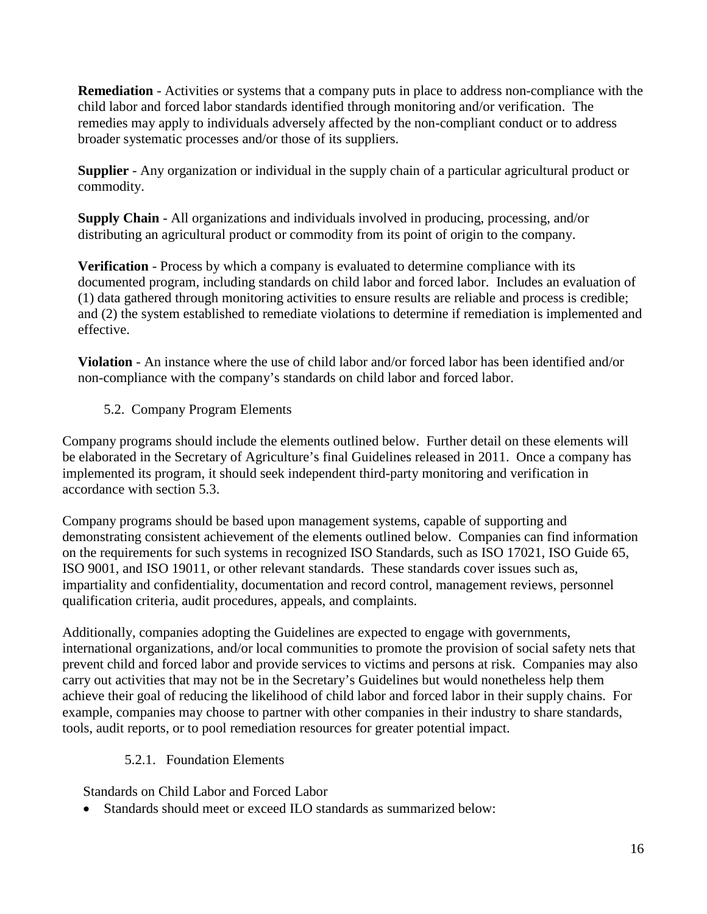**Remediation** - Activities or systems that a company puts in place to address non-compliance with the child labor and forced labor standards identified through monitoring and/or verification. The remedies may apply to individuals adversely affected by the non-compliant conduct or to address broader systematic processes and/or those of its suppliers.

**Supplier** - Any organization or individual in the supply chain of a particular agricultural product or commodity.

**Supply Chain** - All organizations and individuals involved in producing, processing, and/or distributing an agricultural product or commodity from its point of origin to the company.

**Verification** - Process by which a company is evaluated to determine compliance with its documented program, including standards on child labor and forced labor. Includes an evaluation of (1) data gathered through monitoring activities to ensure results are reliable and process is credible; and (2) the system established to remediate violations to determine if remediation is implemented and effective.

**Violation** - An instance where the use of child labor and/or forced labor has been identified and/or non-compliance with the company's standards on child labor and forced labor.

### 5.2. Company Program Elements

Company programs should include the elements outlined below. Further detail on these elements will be elaborated in the Secretary of Agriculture's final Guidelines released in 2011. Once a company has implemented its program, it should seek independent third-party monitoring and verification in accordance with section 5.3.

Company programs should be based upon management systems, capable of supporting and demonstrating consistent achievement of the elements outlined below. Companies can find information on the requirements for such systems in recognized ISO Standards, such as ISO 17021, ISO Guide 65, ISO 9001, and ISO 19011, or other relevant standards. These standards cover issues such as, impartiality and confidentiality, documentation and record control, management reviews, personnel qualification criteria, audit procedures, appeals, and complaints.

Additionally, companies adopting the Guidelines are expected to engage with governments, international organizations, and/or local communities to promote the provision of social safety nets that prevent child and forced labor and provide services to victims and persons at risk. Companies may also carry out activities that may not be in the Secretary's Guidelines but would nonetheless help them achieve their goal of reducing the likelihood of child labor and forced labor in their supply chains. For example, companies may choose to partner with other companies in their industry to share standards, tools, audit reports, or to pool remediation resources for greater potential impact.

#### 5.2.1. Foundation Elements

Standards on Child Labor and Forced Labor

- Standards should meet or exceed ILO standards as summarized below: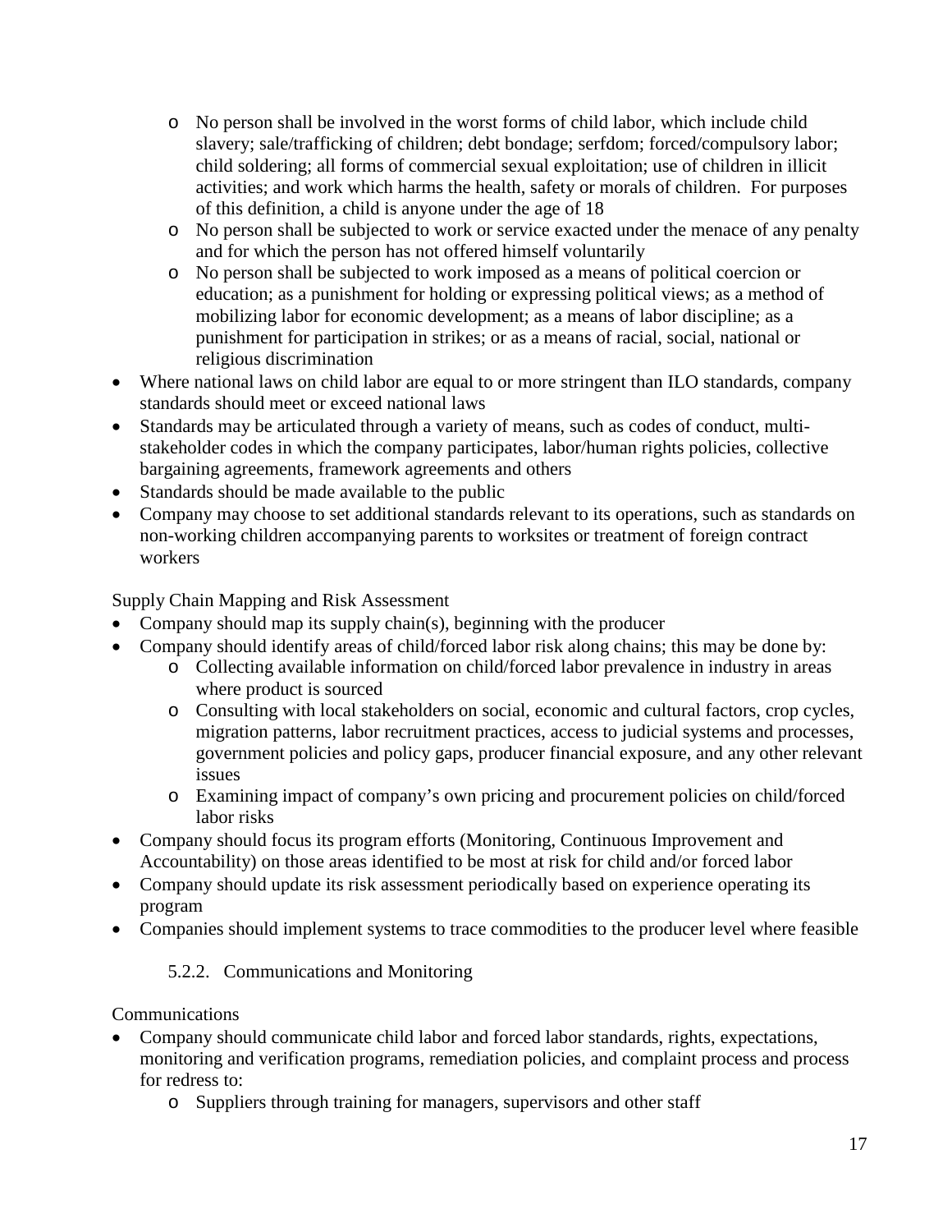- No person shall be involved in the worst forms of child labor, which include child slavery; sale/trafficking of children; debt bondage; serfdom; forced/compulsory labor; child soldering; all forms of commercial sexual exploitation; use of children in illicit activities; and work which harms the health, safety or morals of children. For purposes of this definition, a child is anyone under the age of 18
  - No person shall be subjected to work or service exacted under the menace of any penalty and for which the person has not offered himself voluntarily
  - No person shall be subjected to work imposed as a means of political coercion or education; as a punishment for holding or expressing political views; as a method of mobilizing labor for economic development; as a means of labor discipline; as a punishment for participation in strikes; or as a means of racial, social, national or religious discrimination
- Where national laws on child labor are equal to or more stringent than ILO standards, company standards should meet or exceed national laws
- Standards may be articulated through a variety of means, such as codes of conduct, multi-stakeholder codes in which the company participates, labor/human rights policies, collective bargaining agreements, framework agreements and others
- Standards should be made available to the public
- Company may choose to set additional standards relevant to its operations, such as standards on non-working children accompanying parents to worksites or treatment of foreign contract workers

Supply Chain Mapping and Risk Assessment

- Company should map its supply chain(s), beginning with the producer
- Company should identify areas of child/forced labor risk along chains; this may be done by:
  - Collecting available information on child/forced labor prevalence in industry in areas where product is sourced
  - Consulting with local stakeholders on social, economic and cultural factors, crop cycles, migration patterns, labor recruitment practices, access to judicial systems and processes, government policies and policy gaps, producer financial exposure, and any other relevant issues
  - Examining impact of company's own pricing and procurement policies on child/forced labor risks
- Company should focus its program efforts (Monitoring, Continuous Improvement and Accountability) on those areas identified to be most at risk for child and/or forced labor
- Company should update its risk assessment periodically based on experience operating its program
- Companies should implement systems to trace commodities to the producer level where feasible

### 5.2.2. Communications and Monitoring

Communications

- Company should communicate child labor and forced labor standards, rights, expectations, monitoring and verification programs, remediation policies, and complaint process and process for redress to:
  - Suppliers through training for managers, supervisors and other staff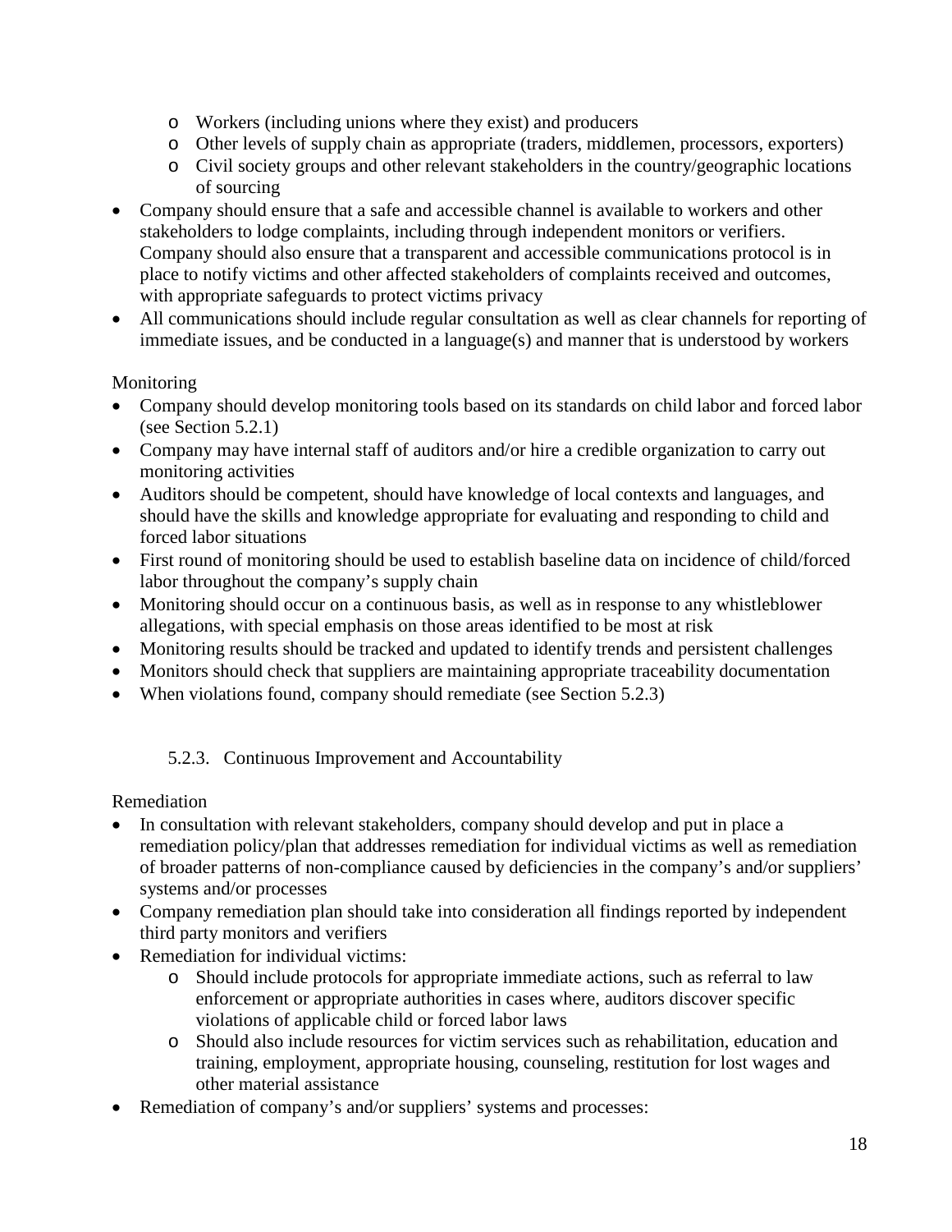- Workers (including unions where they exist) and producers
  - Other levels of supply chain as appropriate (traders, middlemen, processors, exporters)
  - Civil society groups and other relevant stakeholders in the country/geographic locations of sourcing
- Company should ensure that a safe and accessible channel is available to workers and other stakeholders to lodge complaints, including through independent monitors or verifiers. Company should also ensure that a transparent and accessible communications protocol is in place to notify victims and other affected stakeholders of complaints received and outcomes, with appropriate safeguards to protect victims privacy
- All communications should include regular consultation as well as clear channels for reporting of immediate issues, and be conducted in a language(s) and manner that is understood by workers

Monitoring

- Company should develop monitoring tools based on its standards on child labor and forced labor (see Section 5.2.1)
- Company may have internal staff of auditors and/or hire a credible organization to carry out monitoring activities
- Auditors should be competent, should have knowledge of local contexts and languages, and should have the skills and knowledge appropriate for evaluating and responding to child and forced labor situations
- First round of monitoring should be used to establish baseline data on incidence of child/forced labor throughout the company's supply chain
- Monitoring should occur on a continuous basis, as well as in response to any whistleblower allegations, with special emphasis on those areas identified to be most at risk
- Monitoring results should be tracked and updated to identify trends and persistent challenges
- Monitors should check that suppliers are maintaining appropriate traceability documentation
- When violations found, company should remediate (see Section 5.2.3)

### 5.2.3. Continuous Improvement and Accountability

Remediation

- In consultation with relevant stakeholders, company should develop and put in place a remediation policy/plan that addresses remediation for individual victims as well as remediation of broader patterns of non-compliance caused by deficiencies in the company's and/or suppliers' systems and/or processes
- Company remediation plan should take into consideration all findings reported by independent third party monitors and verifiers
- Remediation for individual victims:
  - Should include protocols for appropriate immediate actions, such as referral to law enforcement or appropriate authorities in cases where, auditors discover specific violations of applicable child or forced labor laws
  - Should also include resources for victim services such as rehabilitation, education and training, employment, appropriate housing, counseling, restitution for lost wages and other material assistance
- Remediation of company's and/or suppliers' systems and processes: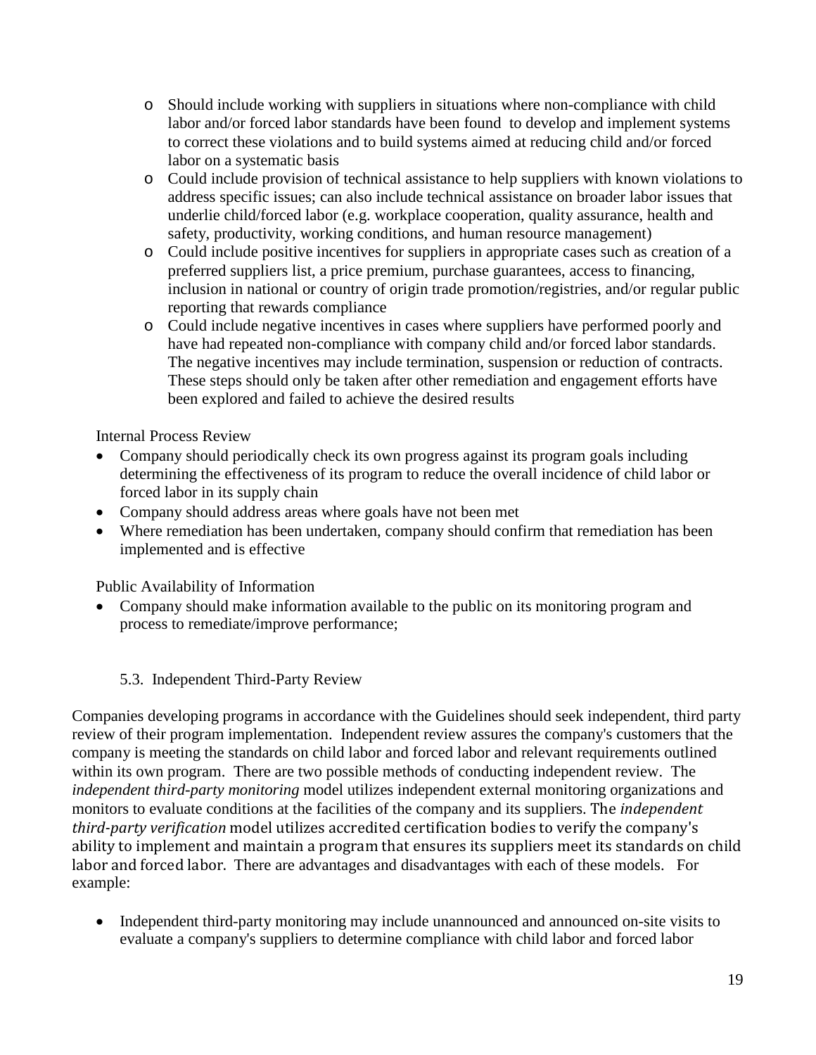- Should include working with suppliers in situations where non-compliance with child labor and/or forced labor standards have been found to develop and implement systems to correct these violations and to build systems aimed at reducing child and/or forced labor on a systematic basis
  - Could include provision of technical assistance to help suppliers with known violations to address specific issues; can also include technical assistance on broader labor issues that underlie child/forced labor (e.g. workplace cooperation, quality assurance, health and safety, productivity, working conditions, and human resource management)
  - Could include positive incentives for suppliers in appropriate cases such as creation of a preferred suppliers list, a price premium, purchase guarantees, access to financing, inclusion in national or country of origin trade promotion/registries, and/or regular public reporting that rewards compliance
  - Could include negative incentives in cases where suppliers have performed poorly and have had repeated non-compliance with company child and/or forced labor standards. The negative incentives may include termination, suspension or reduction of contracts. These steps should only be taken after other remediation and engagement efforts have been explored and failed to achieve the desired results

Internal Process Review

- Company should periodically check its own progress against its program goals including determining the effectiveness of its program to reduce the overall incidence of child labor or forced labor in its supply chain
- Company should address areas where goals have not been met
- Where remediation has been undertaken, company should confirm that remediation has been implemented and is effective

Public Availability of Information

- Company should make information available to the public on its monitoring program and process to remediate/improve performance;

### 5.3. Independent Third-Party Review

Companies developing programs in accordance with the Guidelines should seek independent, third party review of their program implementation. Independent review assures the company's customers that the company is meeting the standards on child labor and forced labor and relevant requirements outlined within its own program. There are two possible methods of conducting independent review. The *independent third-party monitoring* model utilizes independent external monitoring organizations and monitors to evaluate conditions at the facilities of the company and its suppliers. The *independent third-party verification* model utilizes accredited certification bodies to verify the company's ability to implement and maintain a program that ensures its suppliers meet its standards on child labor and forced labor. There are advantages and disadvantages with each of these models. For example:

- Independent third-party monitoring may include unannounced and announced on-site visits to evaluate a company's suppliers to determine compliance with child labor and forced labor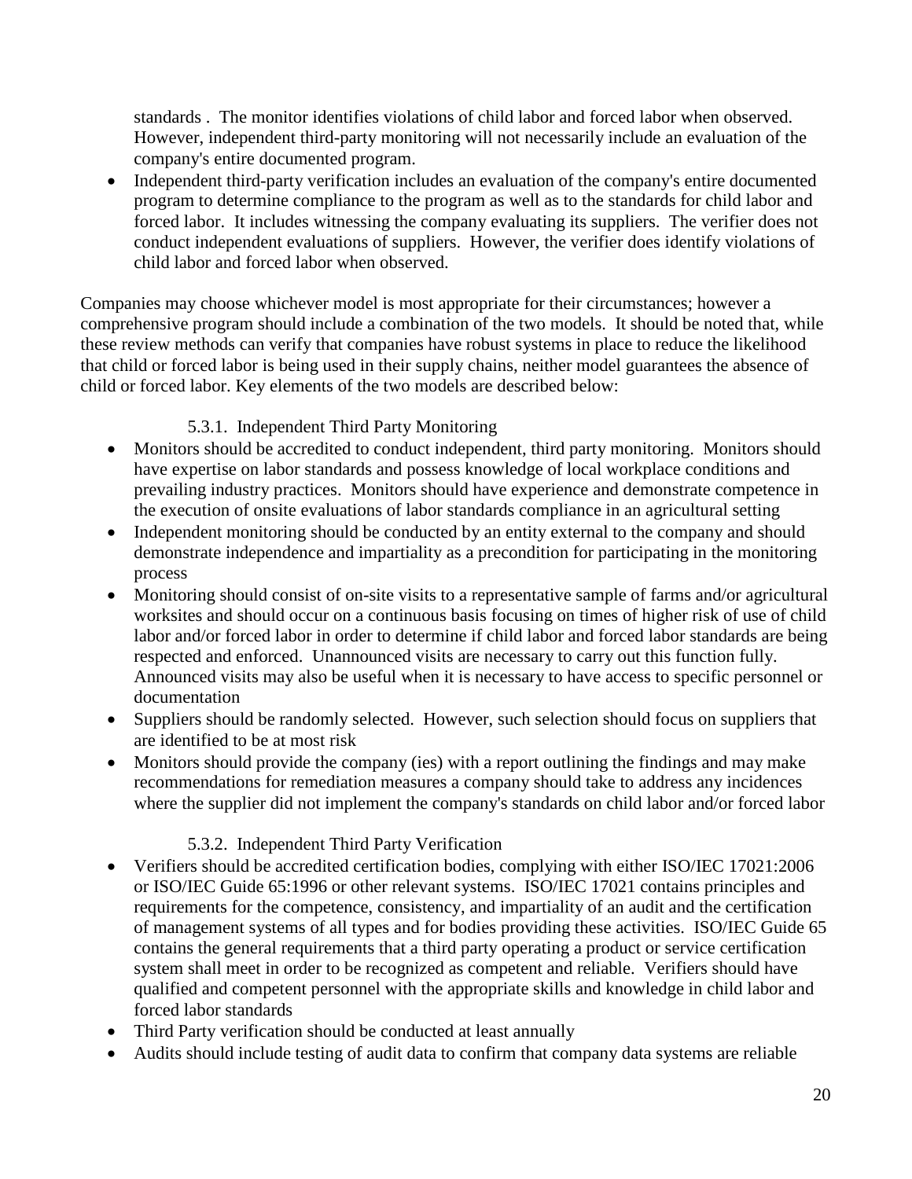standards . The monitor identifies violations of child labor and forced labor when observed. However, independent third-party monitoring will not necessarily include an evaluation of the company's entire documented program.

- Independent third-party verification includes an evaluation of the company's entire documented program to determine compliance to the program as well as to the standards for child labor and forced labor. It includes witnessing the company evaluating its suppliers. The verifier does not conduct independent evaluations of suppliers. However, the verifier does identify violations of child labor and forced labor when observed.

Companies may choose whichever model is most appropriate for their circumstances; however a comprehensive program should include a combination of the two models. It should be noted that, while these review methods can verify that companies have robust systems in place to reduce the likelihood that child or forced labor is being used in their supply chains, neither model guarantees the absence of child or forced labor. Key elements of the two models are described below:

#### 5.3.1. Independent Third Party Monitoring

- Monitors should be accredited to conduct independent, third party monitoring. Monitors should have expertise on labor standards and possess knowledge of local workplace conditions and prevailing industry practices. Monitors should have experience and demonstrate competence in the execution of onsite evaluations of labor standards compliance in an agricultural setting
- Independent monitoring should be conducted by an entity external to the company and should demonstrate independence and impartiality as a precondition for participating in the monitoring process
- Monitoring should consist of on-site visits to a representative sample of farms and/or agricultural worksites and should occur on a continuous basis focusing on times of higher risk of use of child labor and/or forced labor in order to determine if child labor and forced labor standards are being respected and enforced. Unannounced visits are necessary to carry out this function fully. Announced visits may also be useful when it is necessary to have access to specific personnel or documentation
- Suppliers should be randomly selected. However, such selection should focus on suppliers that are identified to be at most risk
- Monitors should provide the company (ies) with a report outlining the findings and may make recommendations for remediation measures a company should take to address any incidences where the supplier did not implement the company's standards on child labor and/or forced labor

#### 5.3.2. Independent Third Party Verification

- Verifiers should be accredited certification bodies, complying with either ISO/IEC 17021:2006 or ISO/IEC Guide 65:1996 or other relevant systems. ISO/IEC 17021 contains principles and requirements for the competence, consistency, and impartiality of an audit and the certification of management systems of all types and for bodies providing these activities. ISO/IEC Guide 65 contains the general requirements that a third party operating a product or service certification system shall meet in order to be recognized as competent and reliable. Verifiers should have qualified and competent personnel with the appropriate skills and knowledge in child labor and forced labor standards
- Third Party verification should be conducted at least annually
- Audits should include testing of audit data to confirm that company data systems are reliable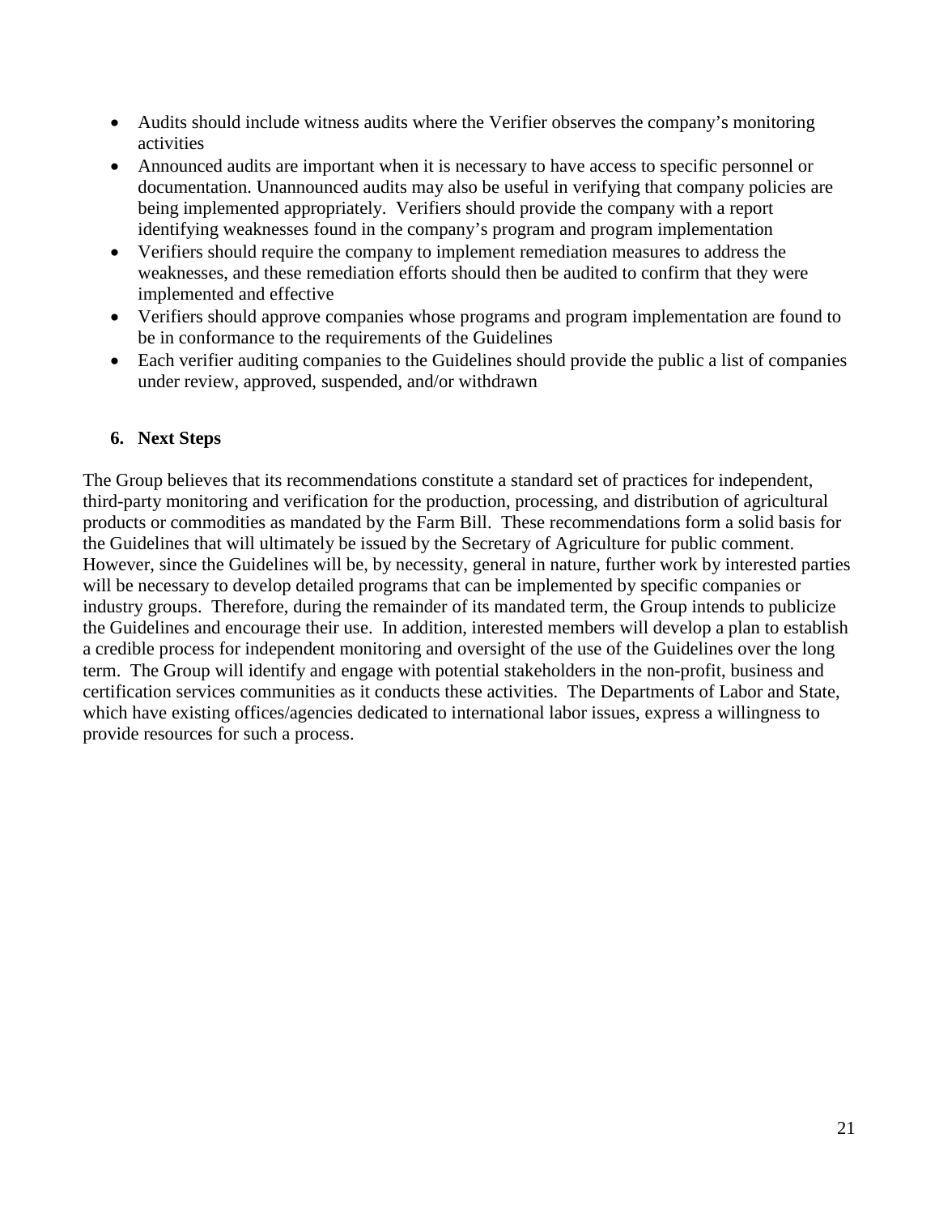- Audits should include witness audits where the Verifier observes the company's monitoring activities
- Announced audits are important when it is necessary to have access to specific personnel or documentation. Unannounced audits may also be useful in verifying that company policies are being implemented appropriately. Verifiers should provide the company with a report identifying weaknesses found in the company's program and program implementation
- Verifiers should require the company to implement remediation measures to address the weaknesses, and these remediation efforts should then be audited to confirm that they were implemented and effective
- Verifiers should approve companies whose programs and program implementation are found to be in conformance to the requirements of the Guidelines
- Each verifier auditing companies to the Guidelines should provide the public a list of companies under review, approved, suspended, and/or withdrawn

## 6. Next Steps

The Group believes that its recommendations constitute a standard set of practices for independent, third-party monitoring and verification for the production, processing, and distribution of agricultural products or commodities as mandated by the Farm Bill. These recommendations form a solid basis for the Guidelines that will ultimately be issued by the Secretary of Agriculture for public comment. However, since the Guidelines will be, by necessity, general in nature, further work by interested parties will be necessary to develop detailed programs that can be implemented by specific companies or industry groups. Therefore, during the remainder of its mandated term, the Group intends to publicize the Guidelines and encourage their use. In addition, interested members will develop a plan to establish a credible process for independent monitoring and oversight of the use of the Guidelines over the long term. The Group will identify and engage with potential stakeholders in the non-profit, business and certification services communities as it conducts these activities. The Departments of Labor and State, which have existing offices/agencies dedicated to international labor issues, express a willingness to provide resources for such a process.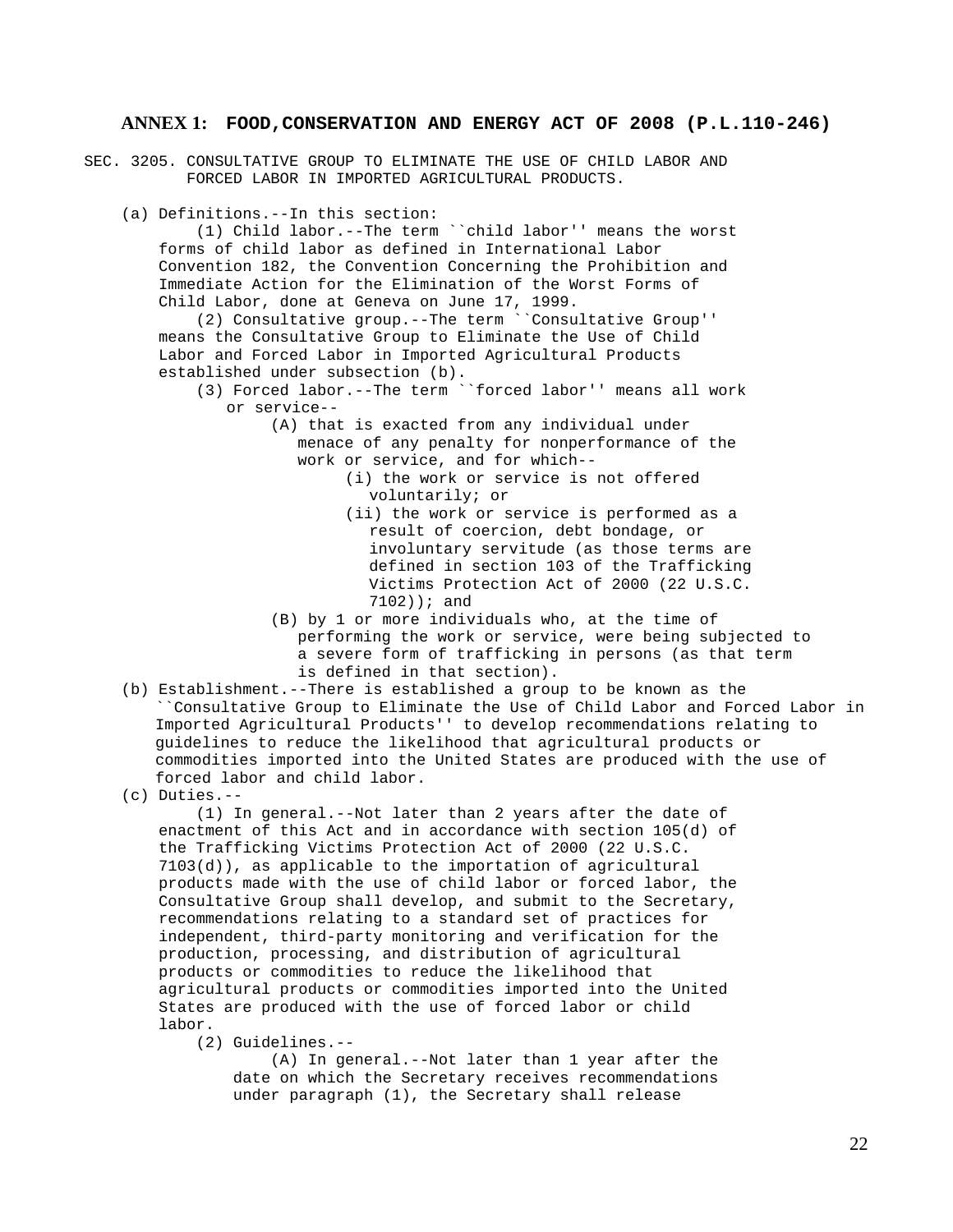## ANNEX 1: FOOD,CONSERVATION AND ENERGY ACT OF 2008 (P.L.110-246)

SEC. 3205. CONSULTATIVE GROUP TO ELIMINATE THE USE OF CHILD LABOR AND FORCED LABOR IN IMPORTED AGRICULTURAL PRODUCTS.

(a) Definitions.--In this section:

(1) Child labor.--The term ``child labor'' means the worst forms of child labor as defined in International Labor Convention 182, the Convention Concerning the Prohibition and Immediate Action for the Elimination of the Worst Forms of Child Labor, done at Geneva on June 17, 1999.

(2) Consultative group.--The term ``Consultative Group'' means the Consultative Group to Eliminate the Use of Child Labor and Forced Labor in Imported Agricultural Products established under subsection (b).

(3) Forced labor.--The term ``forced labor'' means all work or service--

(A) that is exacted from any individual under menace of any penalty for nonperformance of the work or service, and for which--

(i) the work or service is not offered voluntarily; or

(ii) the work or service is performed as a result of coercion, debt bondage, or involuntary servitude (as those terms are defined in section 103 of the Trafficking Victims Protection Act of 2000 (22 U.S.C. 7102)); and

(B) by 1 or more individuals who, at the time of performing the work or service, were being subjected to a severe form of trafficking in persons (as that term is defined in that section).

(b) Establishment.--There is established a group to be known as the ``Consultative Group to Eliminate the Use of Child Labor and Forced Labor in Imported Agricultural Products'' to develop recommendations relating to guidelines to reduce the likelihood that agricultural products or commodities imported into the United States are produced with the use of forced labor and child labor.

(c) Duties.--

(1) In general.--Not later than 2 years after the date of enactment of this Act and in accordance with section 105(d) of the Trafficking Victims Protection Act of 2000 (22 U.S.C. 7103(d)), as applicable to the importation of agricultural products made with the use of child labor or forced labor, the Consultative Group shall develop, and submit to the Secretary, recommendations relating to a standard set of practices for independent, third-party monitoring and verification for the production, processing, and distribution of agricultural products or commodities to reduce the likelihood that agricultural products or commodities imported into the United States are produced with the use of forced labor or child labor.

(2) Guidelines.--

(A) In general.--Not later than 1 year after the date on which the Secretary receives recommendations under paragraph (1), the Secretary shall release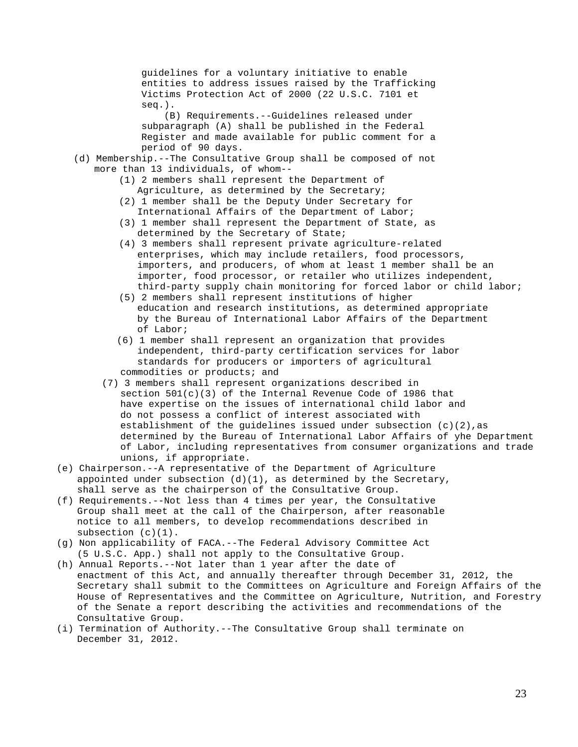guidelines for a voluntary initiative to enable entities to address issues raised by the Trafficking Victims Protection Act of 2000 (22 U.S.C. 7101 et seq.).

(B) Requirements.--Guidelines released under subparagraph (A) shall be published in the Federal Register and made available for public comment for a period of 90 days.

(d) Membership.--The Consultative Group shall be composed of not more than 13 individuals, of whom--

(1) 2 members shall represent the Department of Agriculture, as determined by the Secretary;

(2) 1 member shall be the Deputy Under Secretary for International Affairs of the Department of Labor;

(3) 1 member shall represent the Department of State, as determined by the Secretary of State;

(4) 3 members shall represent private agriculture-related enterprises, which may include retailers, food processors, importers, and producers, of whom at least 1 member shall be an importer, food processor, or retailer who utilizes independent, third-party supply chain monitoring for forced labor or child labor;

(5) 2 members shall represent institutions of higher education and research institutions, as determined appropriate by the Bureau of International Labor Affairs of the Department of Labor;

(6) 1 member shall represent an organization that provides independent, third-party certification services for labor standards for producers or importers of agricultural commodities or products; and

(7) 3 members shall represent organizations described in section 501(c)(3) of the Internal Revenue Code of 1986 that have expertise on the issues of international child labor and do not possess a conflict of interest associated with establishment of the guidelines issued under subsection (c)(2),as determined by the Bureau of International Labor Affairs of yhe Department of Labor, including representatives from consumer organizations and trade unions, if appropriate.

(e) Chairperson.--A representative of the Department of Agriculture appointed under subsection (d)(1), as determined by the Secretary, shall serve as the chairperson of the Consultative Group.

(f) Requirements.--Not less than 4 times per year, the Consultative Group shall meet at the call of the Chairperson, after reasonable notice to all members, to develop recommendations described in subsection (c)(1).

(g) Non applicability of FACA.--The Federal Advisory Committee Act (5 U.S.C. App.) shall not apply to the Consultative Group.

(h) Annual Reports.--Not later than 1 year after the date of enactment of this Act, and annually thereafter through December 31, 2012, the Secretary shall submit to the Committees on Agriculture and Foreign Affairs of the House of Representatives and the Committee on Agriculture, Nutrition, and Forestry of the Senate a report describing the activities and recommendations of the Consultative Group.

(i) Termination of Authority.--The Consultative Group shall terminate on December 31, 2012.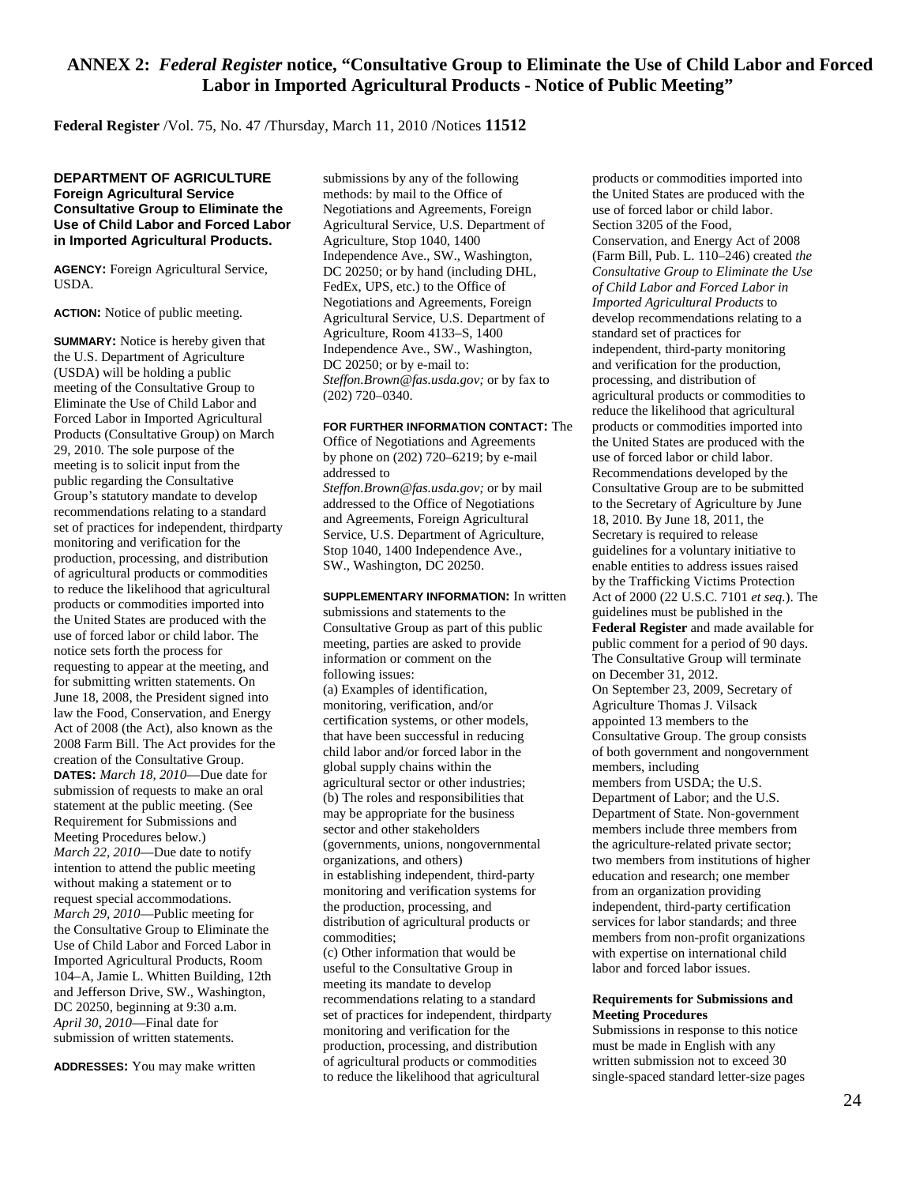# ANNEX 2: *Federal Register* notice, "Consultative Group to Eliminate the Use of Child Labor and Forced Labor in Imported Agricultural Products - Notice of Public Meeting"

**Federal Register** /Vol. 75, No. 47 /Thursday, March 11, 2010 /Notices **11512**

**DEPARTMENT OF AGRICULTURE**
**Foreign Agricultural Service**
**Consultative Group to Eliminate the Use of Child Labor and Forced Labor in Imported Agricultural Products.**

**AGENCY:** Foreign Agricultural Service, USDA.

**ACTION:** Notice of public meeting.

**SUMMARY:** Notice is hereby given that the U.S. Department of Agriculture (USDA) will be holding a public meeting of the Consultative Group to Eliminate the Use of Child Labor and Forced Labor in Imported Agricultural Products (Consultative Group) on March 29, 2010. The sole purpose of the meeting is to solicit input from the public regarding the Consultative Group's statutory mandate to develop recommendations relating to a standard set of practices for independent, thirdparty monitoring and verification for the production, processing, and distribution of agricultural products or commodities to reduce the likelihood that agricultural products or commodities imported into the United States are produced with the use of forced labor or child labor. The notice sets forth the process for requesting to appear at the meeting, and for submitting written statements. On June 18, 2008, the President signed into law the Food, Conservation, and Energy Act of 2008 (the Act), also known as the 2008 Farm Bill. The Act provides for the creation of the Consultative Group.

**DATES:** *March 18, 2010*—Due date for submission of requests to make an oral statement at the public meeting. (See Requirement for Submissions and Meeting Procedures below.)
*March 22, 2010*—Due date to notify intention to attend the public meeting without making a statement or to request special accommodations.
*March 29, 2010*—Public meeting for the Consultative Group to Eliminate the Use of Child Labor and Forced Labor in Imported Agricultural Products, Room 104–A, Jamie L. Whitten Building, 12th and Jefferson Drive, SW., Washington, DC 20250, beginning at 9:30 a.m.
*April 30, 2010*—Final date for submission of written statements.

**ADDRESSES:** You may make written submissions by any of the following methods: by mail to the Office of Negotiations and Agreements, Foreign Agricultural Service, U.S. Department of Agriculture, Stop 1040, 1400 Independence Ave., SW., Washington, DC 20250; or by hand (including DHL, FedEx, UPS, etc.) to the Office of Negotiations and Agreements, Foreign Agricultural Service, U.S. Department of Agriculture, Room 4133–S, 1400 Independence Ave., SW., Washington, DC 20250; or by e-mail to: *Steffon.Brown@fas.usda.gov;* or by fax to (202) 720–0340.

**FOR FURTHER INFORMATION CONTACT:** The Office of Negotiations and Agreements by phone on (202) 720–6219; by e-mail addressed to *Steffon.Brown@fas.usda.gov;* or by mail addressed to the Office of Negotiations and Agreements, Foreign Agricultural Service, U.S. Department of Agriculture, Stop 1040, 1400 Independence Ave., SW., Washington, DC 20250.

**SUPPLEMENTARY INFORMATION:** In written submissions and statements to the Consultative Group as part of this public meeting, parties are asked to provide information or comment on the following issues:
(a) Examples of identification, monitoring, verification, and/or certification systems, or other models, that have been successful in reducing child labor and/or forced labor in the global supply chains within the agricultural sector or other industries;
(b) The roles and responsibilities that may be appropriate for the business sector and other stakeholders (governments, unions, nongovernmental organizations, and others) in establishing independent, third-party monitoring and verification systems for the production, processing, and distribution of agricultural products or commodities;
(c) Other information that would be useful to the Consultative Group in meeting its mandate to develop recommendations relating to a standard set of practices for independent, thirdparty monitoring and verification for the production, processing, and distribution of agricultural products or commodities to reduce the likelihood that agricultural products or commodities imported into the United States are produced with the use of forced labor or child labor.
Section 3205 of the Food, Conservation, and Energy Act of 2008 (Farm Bill, Pub. L. 110–246) created *the Consultative Group to Eliminate the Use of Child Labor and Forced Labor in Imported Agricultural Products* to develop recommendations relating to a standard set of practices for independent, third-party monitoring and verification for the production, processing, and distribution of agricultural products or commodities to reduce the likelihood that agricultural products or commodities imported into the United States are produced with the use of forced labor or child labor. Recommendations developed by the Consultative Group are to be submitted to the Secretary of Agriculture by June 18, 2010. By June 18, 2011, the Secretary is required to release guidelines for a voluntary initiative to enable entities to address issues raised by the Trafficking Victims Protection Act of 2000 (22 U.S.C. 7101 *et seq.*). The guidelines must be published in the **Federal Register** and made available for public comment for a period of 90 days. The Consultative Group will terminate on December 31, 2012.
On September 23, 2009, Secretary of Agriculture Thomas J. Vilsack appointed 13 members to the Consultative Group. The group consists of both government and nongovernment members, including members from USDA; the U.S. Department of Labor; and the U.S. Department of State. Non-government members include three members from the agriculture-related private sector; two members from institutions of higher education and research; one member from an organization providing independent, third-party certification services for labor standards; and three members from non-profit organizations with expertise on international child labor and forced labor issues.

**Requirements for Submissions and Meeting Procedures**

Submissions in response to this notice must be made in English with any written submission not to exceed 30 single-spaced standard letter-size pages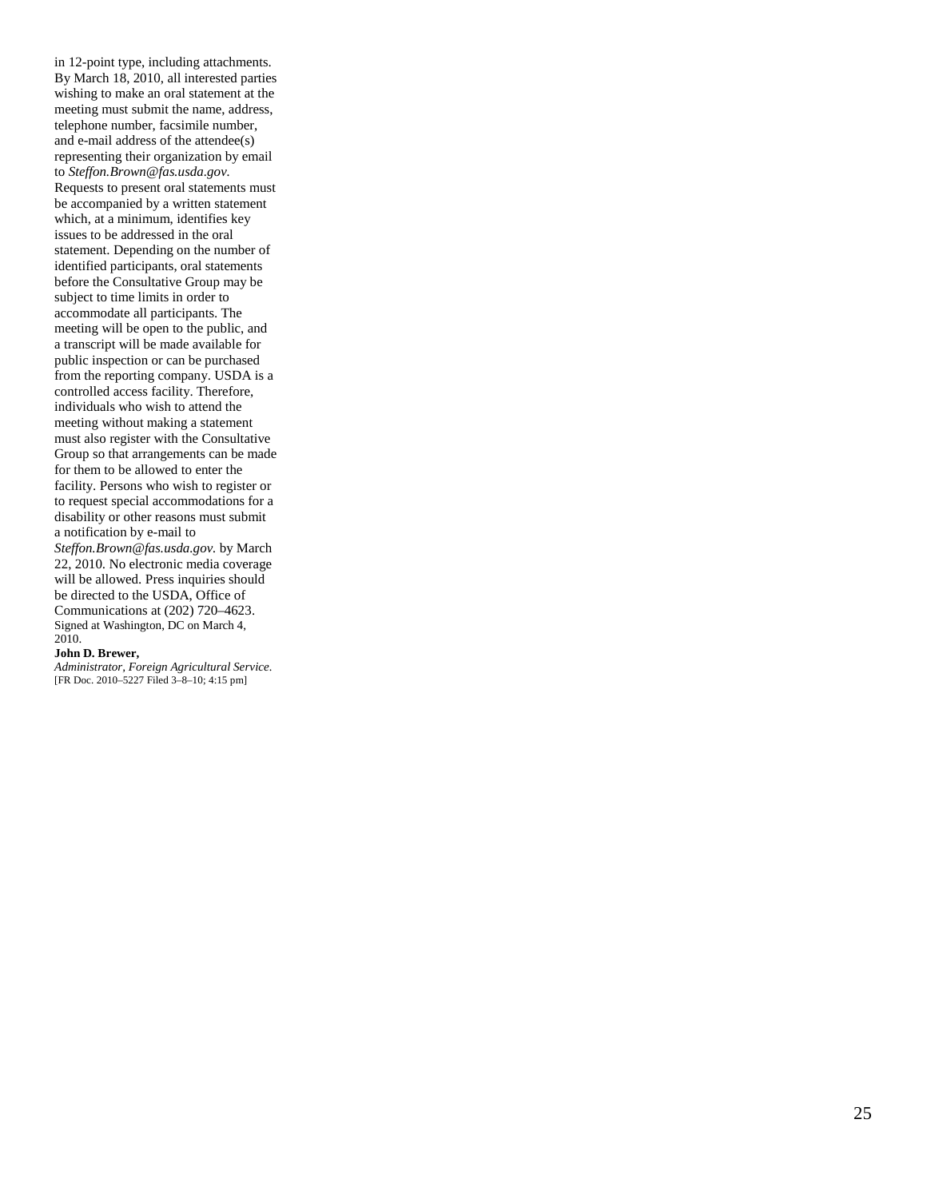in 12-point type, including attachments. By March 18, 2010, all interested parties wishing to make an oral statement at the meeting must submit the name, address, telephone number, facsimile number, and e-mail address of the attendee(s) representing their organization by email to *Steffon.Brown@fas.usda.gov*. Requests to present oral statements must be accompanied by a written statement which, at a minimum, identifies key issues to be addressed in the oral statement. Depending on the number of identified participants, oral statements before the Consultative Group may be subject to time limits in order to accommodate all participants. The meeting will be open to the public, and a transcript will be made available for public inspection or can be purchased from the reporting company. USDA is a controlled access facility. Therefore, individuals who wish to attend the meeting without making a statement must also register with the Consultative Group so that arrangements can be made for them to be allowed to enter the facility. Persons who wish to register or to request special accommodations for a disability or other reasons must submit a notification by e-mail to *Steffon.Brown@fas.usda.gov.* by March 22, 2010. No electronic media coverage will be allowed. Press inquiries should be directed to the USDA, Office of Communications at (202) 720–4623.

Signed at Washington, DC on March 4, 2010.

**John D. Brewer,**

*Administrator, Foreign Agricultural Service.*

[FR Doc. 2010–5227 Filed 3–8–10; 4:15 pm]